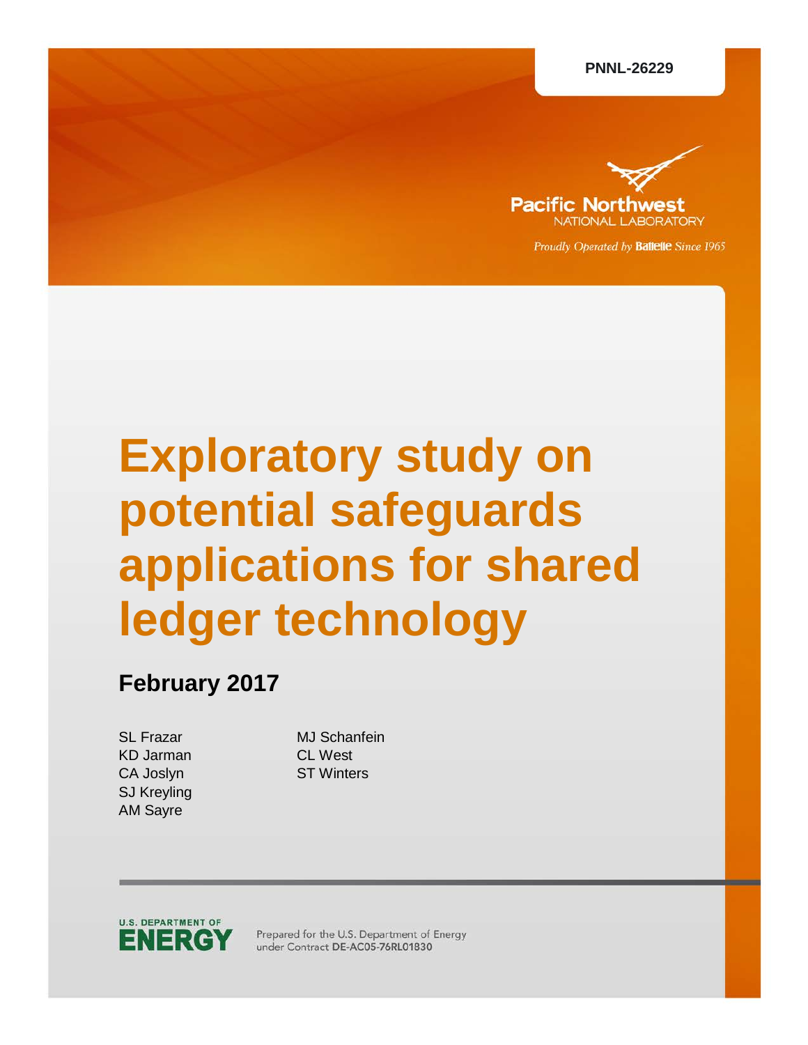PNNL-26229

Pacific Northwest NATIONAL LABORATORY

*Proudly Operated by Battelle Since 1965*

# Exploratory study on potential safeguards applications for shared ledger technology

## February 2017

SL Frazar
KD Jarman
CA Joslyn
SJ Kreyling
AM Sayre
MJ Schanfein
CL West
ST Winters

U.S. DEPARTMENT OF ENERGY

Prepared for the U.S. Department of Energy under Contract DE-AC05-76RL01830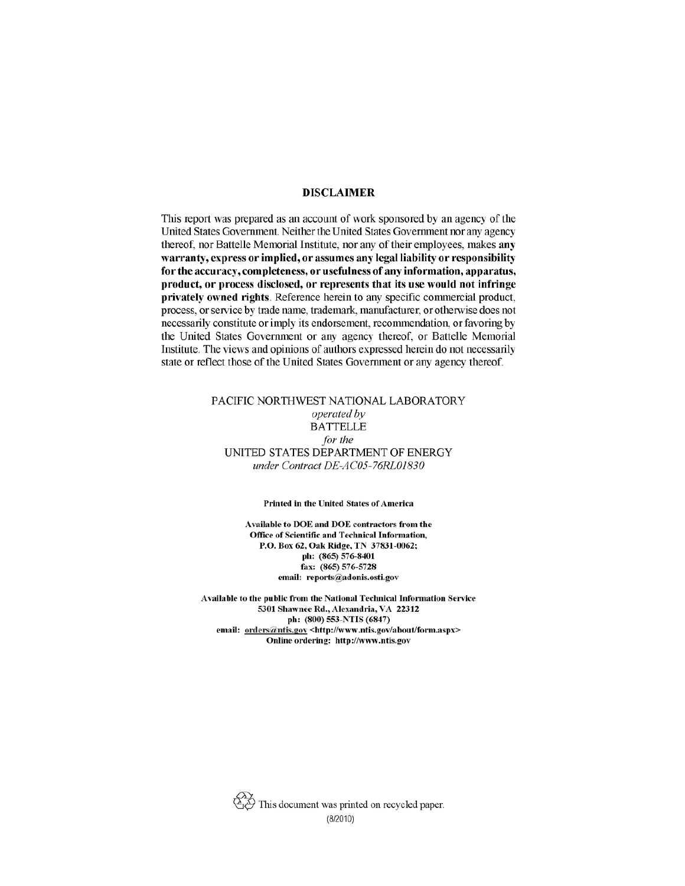**DISCLAIMER**

This report was prepared as an account of work sponsored by an agency of the United States Government. Neither the United States Government nor any agency thereof, nor Battelle Memorial Institute, nor any of their employees, makes **any warranty, express or implied, or assumes any legal liability or responsibility for the accuracy, completeness, or usefulness of any information, apparatus, product, or process disclosed, or represents that its use would not infringe privately owned rights**. Reference herein to any specific commercial product, process, or service by trade name, trademark, manufacturer, or otherwise does not necessarily constitute or imply its endorsement, recommendation, or favoring by the United States Government or any agency thereof, or Battelle Memorial Institute. The views and opinions of authors expressed herein do not necessarily state or reflect those of the United States Government or any agency thereof.

PACIFIC NORTHWEST NATIONAL LABORATORY
*operated by*
BATTELLE
*for the*
UNITED STATES DEPARTMENT OF ENERGY
*under Contract DE-AC05-76RL01830*

**Printed in the United States of America**

**Available to DOE and DOE contractors from the**
**Office of Scientific and Technical Information,**
**P.O. Box 62, Oak Ridge, TN 37831-0062;**
**ph: (865) 576-8401**
**fax: (865) 576-5728**
**email: reports@adonis.osti.gov**

**Available to the public from the National Technical Information Service**
**5301 Shawnee Rd., Alexandria, VA 22312**
**ph: (800) 553-NTIS (6847)**
**email: orders@ntis.gov <http://www.ntis.gov/about/form.aspx>**
**Online ordering: http://www.ntis.gov**

This document was printed on recycled paper.
(8/2010)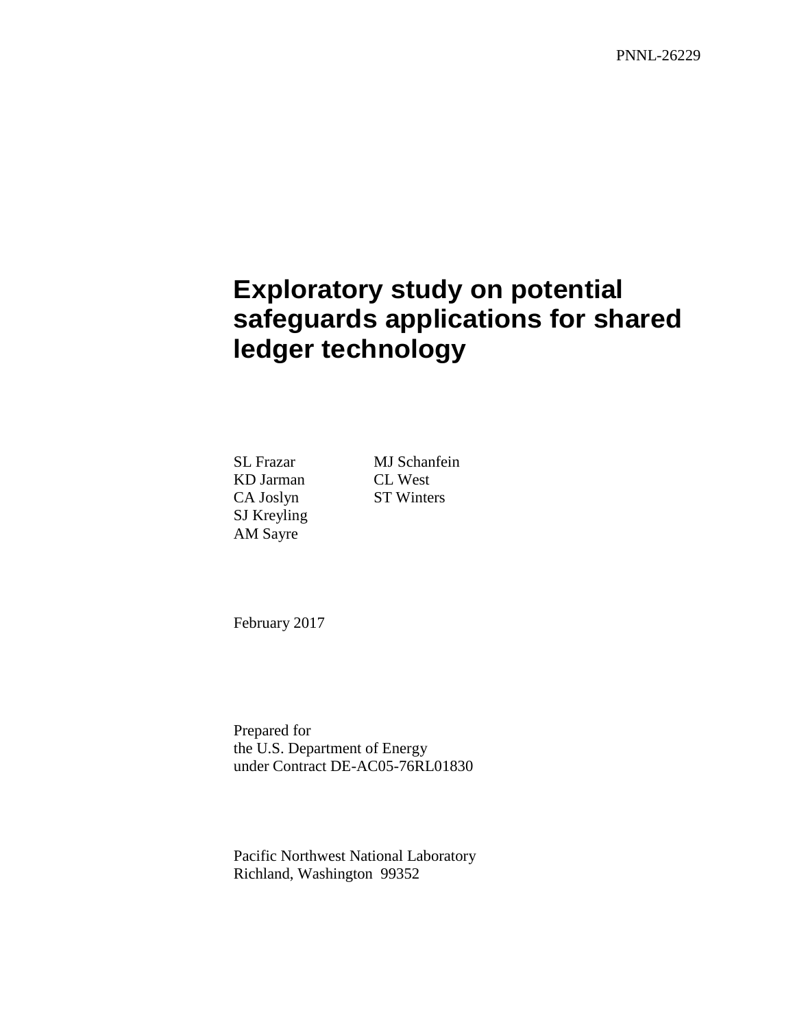PNNL-26229

# Exploratory study on potential safeguards applications for shared ledger technology

SL Frazar
KD Jarman
CA Joslyn
SJ Kreyling
AM Sayre
MJ Schanfein
CL West
ST Winters

February 2017

Prepared for
the U.S. Department of Energy
under Contract DE-AC05-76RL01830

Pacific Northwest National Laboratory
Richland, Washington 99352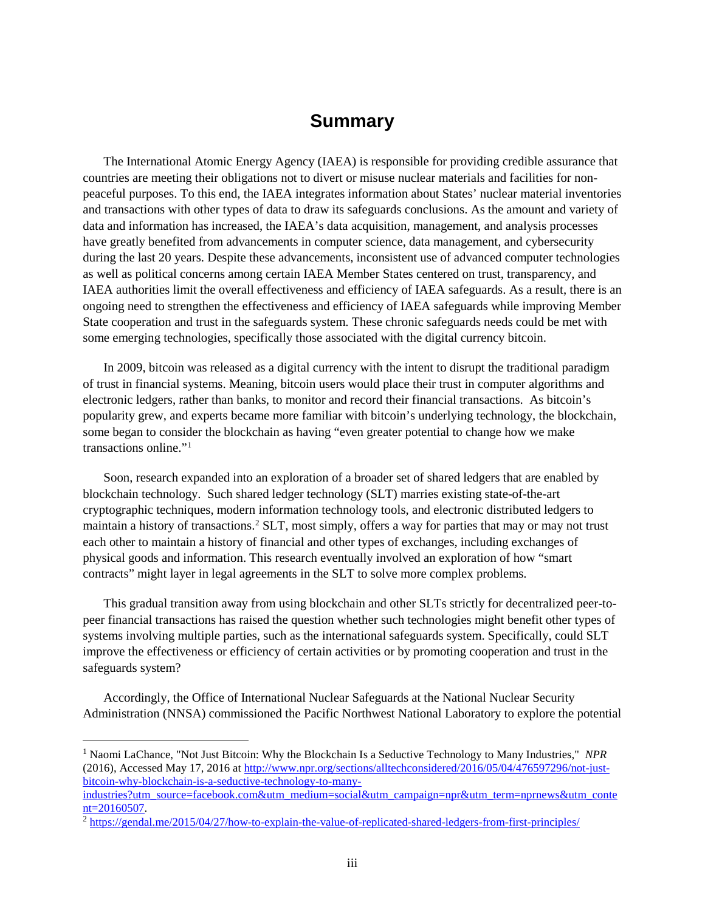# Summary

The International Atomic Energy Agency (IAEA) is responsible for providing credible assurance that countries are meeting their obligations not to divert or misuse nuclear materials and facilities for non-peaceful purposes. To this end, the IAEA integrates information about States' nuclear material inventories and transactions with other types of data to draw its safeguards conclusions. As the amount and variety of data and information has increased, the IAEA's data acquisition, management, and analysis processes have greatly benefited from advancements in computer science, data management, and cybersecurity during the last 20 years. Despite these advancements, inconsistent use of advanced computer technologies as well as political concerns among certain IAEA Member States centered on trust, transparency, and IAEA authorities limit the overall effectiveness and efficiency of IAEA safeguards. As a result, there is an ongoing need to strengthen the effectiveness and efficiency of IAEA safeguards while improving Member State cooperation and trust in the safeguards system. These chronic safeguards needs could be met with some emerging technologies, specifically those associated with the digital currency bitcoin.

In 2009, bitcoin was released as a digital currency with the intent to disrupt the traditional paradigm of trust in financial systems. Meaning, bitcoin users would place their trust in computer algorithms and electronic ledgers, rather than banks, to monitor and record their financial transactions. As bitcoin's popularity grew, and experts became more familiar with bitcoin's underlying technology, the blockchain, some began to consider the blockchain as having "even greater potential to change how we make transactions online."[1]

Soon, research expanded into an exploration of a broader set of shared ledgers that are enabled by blockchain technology. Such shared ledger technology (SLT) marries existing state-of-the-art cryptographic techniques, modern information technology tools, and electronic distributed ledgers to maintain a history of transactions.[2] SLT, most simply, offers a way for parties that may or may not trust each other to maintain a history of financial and other types of exchanges, including exchanges of physical goods and information. This research eventually involved an exploration of how "smart contracts" might layer in legal agreements in the SLT to solve more complex problems.

This gradual transition away from using blockchain and other SLTs strictly for decentralized peer-to-peer financial transactions has raised the question whether such technologies might benefit other types of systems involving multiple parties, such as the international safeguards system. Specifically, could SLT improve the effectiveness or efficiency of certain activities or by promoting cooperation and trust in the safeguards system?

Accordingly, the Office of International Nuclear Safeguards at the National Nuclear Security Administration (NNSA) commissioned the Pacific Northwest National Laboratory to explore the potential

---

[1] Naomi LaChance, "Not Just Bitcoin: Why the Blockchain Is a Seductive Technology to Many Industries," *NPR* (2016), Accessed May 17, 2016 at http://www.npr.org/sections/alltechconsidered/2016/05/04/476597296/not-just-bitcoin-why-blockchain-is-a-seductive-technology-to-many-industries?utm_source=facebook.com&utm_medium=social&utm_campaign=npr&utm_term=nprnews&utm_content=20160507.

[2] https://gendal.me/2015/04/27/how-to-explain-the-value-of-replicated-shared-ledgers-from-first-principles/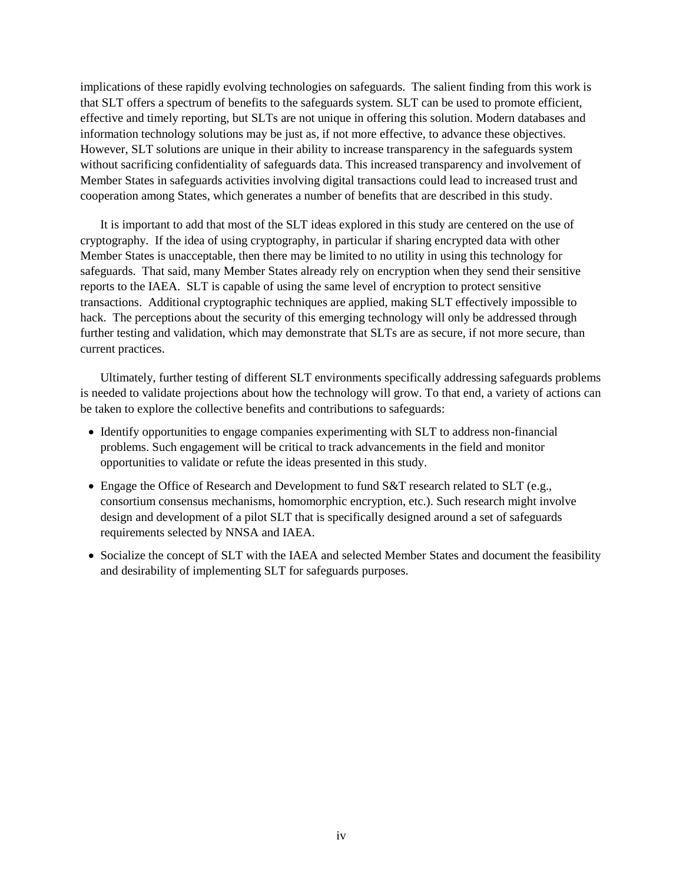implications of these rapidly evolving technologies on safeguards. The salient finding from this work is that SLT offers a spectrum of benefits to the safeguards system. SLT can be used to promote efficient, effective and timely reporting, but SLTs are not unique in offering this solution. Modern databases and information technology solutions may be just as, if not more effective, to advance these objectives. However, SLT solutions are unique in their ability to increase transparency in the safeguards system without sacrificing confidentiality of safeguards data. This increased transparency and involvement of Member States in safeguards activities involving digital transactions could lead to increased trust and cooperation among States, which generates a number of benefits that are described in this study.

It is important to add that most of the SLT ideas explored in this study are centered on the use of cryptography. If the idea of using cryptography, in particular if sharing encrypted data with other Member States is unacceptable, then there may be limited to no utility in using this technology for safeguards. That said, many Member States already rely on encryption when they send their sensitive reports to the IAEA. SLT is capable of using the same level of encryption to protect sensitive transactions. Additional cryptographic techniques are applied, making SLT effectively impossible to hack. The perceptions about the security of this emerging technology will only be addressed through further testing and validation, which may demonstrate that SLTs are as secure, if not more secure, than current practices.

Ultimately, further testing of different SLT environments specifically addressing safeguards problems is needed to validate projections about how the technology will grow. To that end, a variety of actions can be taken to explore the collective benefits and contributions to safeguards:

- Identify opportunities to engage companies experimenting with SLT to address non-financial problems. Such engagement will be critical to track advancements in the field and monitor opportunities to validate or refute the ideas presented in this study.
- Engage the Office of Research and Development to fund S&T research related to SLT (e.g., consortium consensus mechanisms, homomorphic encryption, etc.). Such research might involve design and development of a pilot SLT that is specifically designed around a set of safeguards requirements selected by NNSA and IAEA.
- Socialize the concept of SLT with the IAEA and selected Member States and document the feasibility and desirability of implementing SLT for safeguards purposes.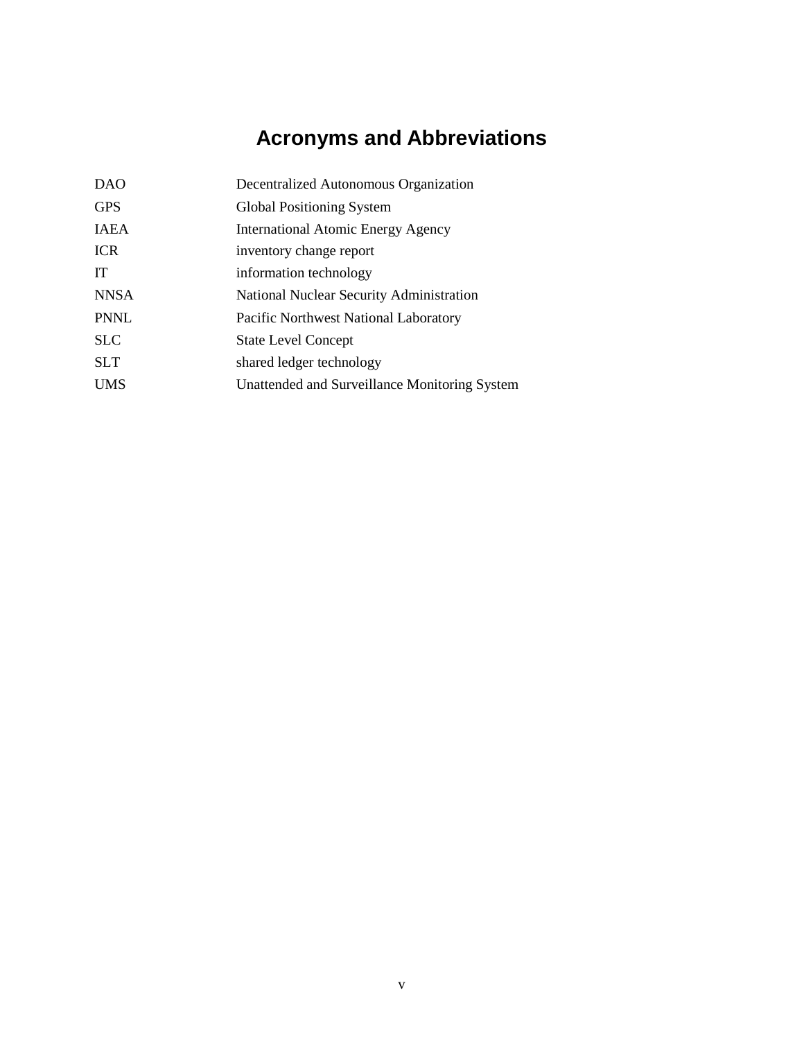# Acronyms and Abbreviations

| | |
|---|---|
| DAO | Decentralized Autonomous Organization |
| GPS | Global Positioning System |
| IAEA | International Atomic Energy Agency |
| ICR | inventory change report |
| IT | information technology |
| NNSA | National Nuclear Security Administration |
| PNNL | Pacific Northwest National Laboratory |
| SLC | State Level Concept |
| SLT | shared ledger technology |
| UMS | Unattended and Surveillance Monitoring System |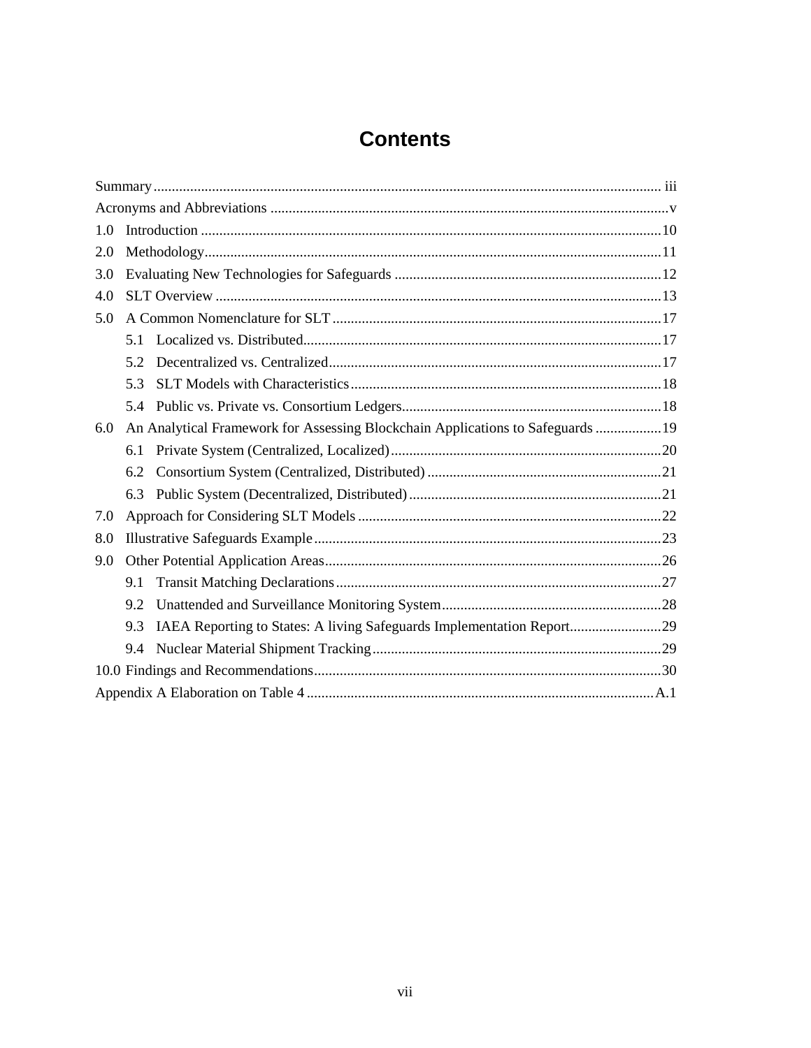# Contents

Summary ........................................................................................................................ iii

Acronyms and Abbreviations ........................................................................................... v

1.0 Introduction ............................................................................................................. 10

2.0 Methodology ............................................................................................................ 11

3.0 Evaluating New Technologies for Safeguards ......................................................... 12

4.0 SLT Overview .......................................................................................................... 13

5.0 A Common Nomenclature for SLT .......................................................................... 17

  5.1 Localized vs. Distributed ................................................................................. 17

  5.2 Decentralized vs. Centralized .......................................................................... 17

  5.3 SLT Models with Characteristics ..................................................................... 18

  5.4 Public vs. Private vs. Consortium Ledgers ....................................................... 18

6.0 An Analytical Framework for Assessing Blockchain Applications to Safeguards .................. 19

  6.1 Private System (Centralized, Localized) .......................................................... 20

  6.2 Consortium System (Centralized, Distributed) ................................................ 21

  6.3 Public System (Decentralized, Distributed) ..................................................... 21

7.0 Approach for Considering SLT Models ................................................................... 22

8.0 Illustrative Safeguards Example .............................................................................. 23

9.0 Other Potential Application Areas ............................................................................ 26

  9.1 Transit Matching Declarations ......................................................................... 27

  9.2 Unattended and Surveillance Monitoring System ............................................ 28

  9.3 IAEA Reporting to States: A living Safeguards Implementation Report ......................... 29

  9.4 Nuclear Material Shipment Tracking ............................................................... 29

10.0 Findings and Recommendations ............................................................................. 30

Appendix A Elaboration on Table 4 .............................................................................. A.1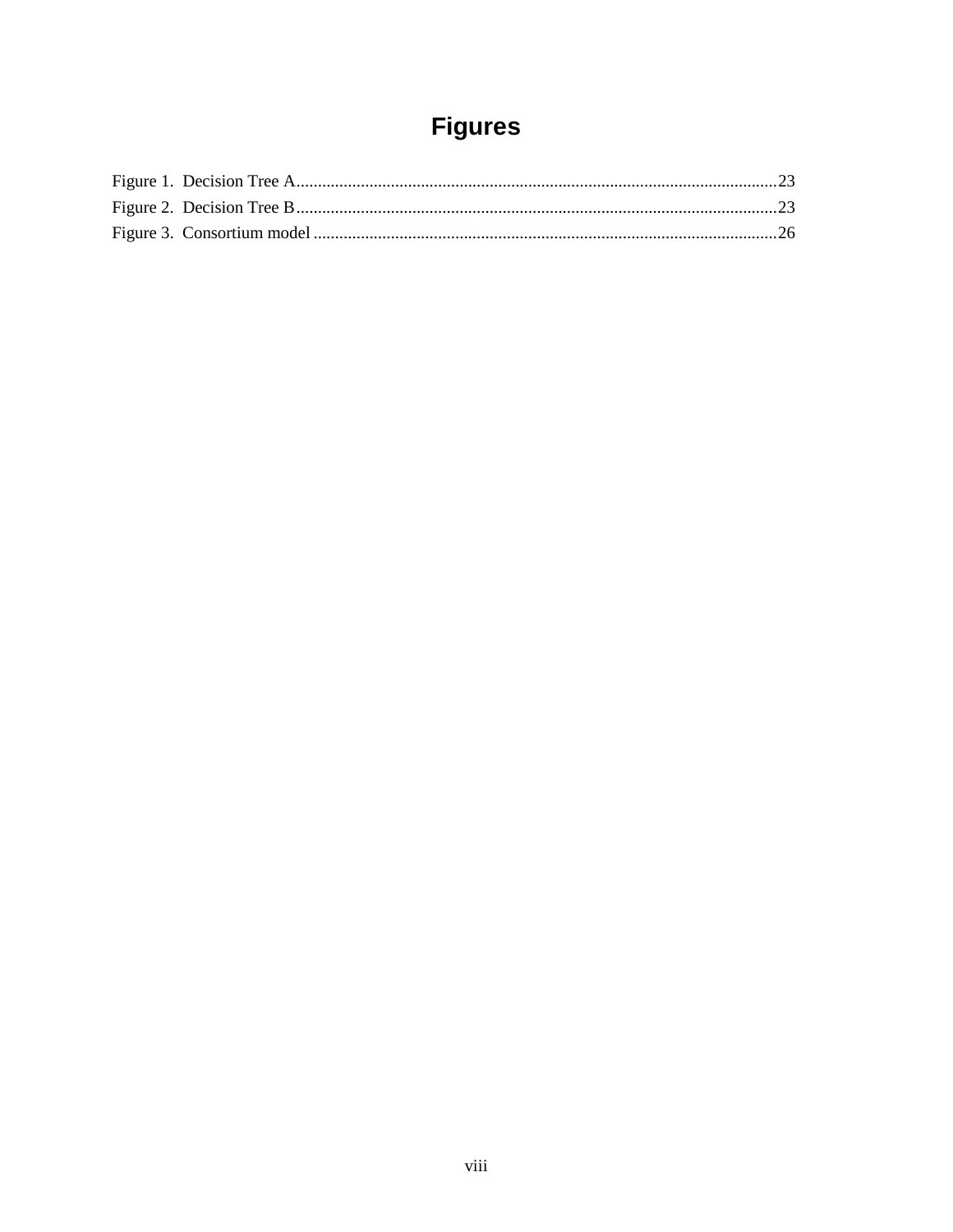# Figures

Figure 1. Decision Tree A ........................................................................................................23
Figure 2. Decision Tree B ........................................................................................................23
Figure 3. Consortium model ....................................................................................................26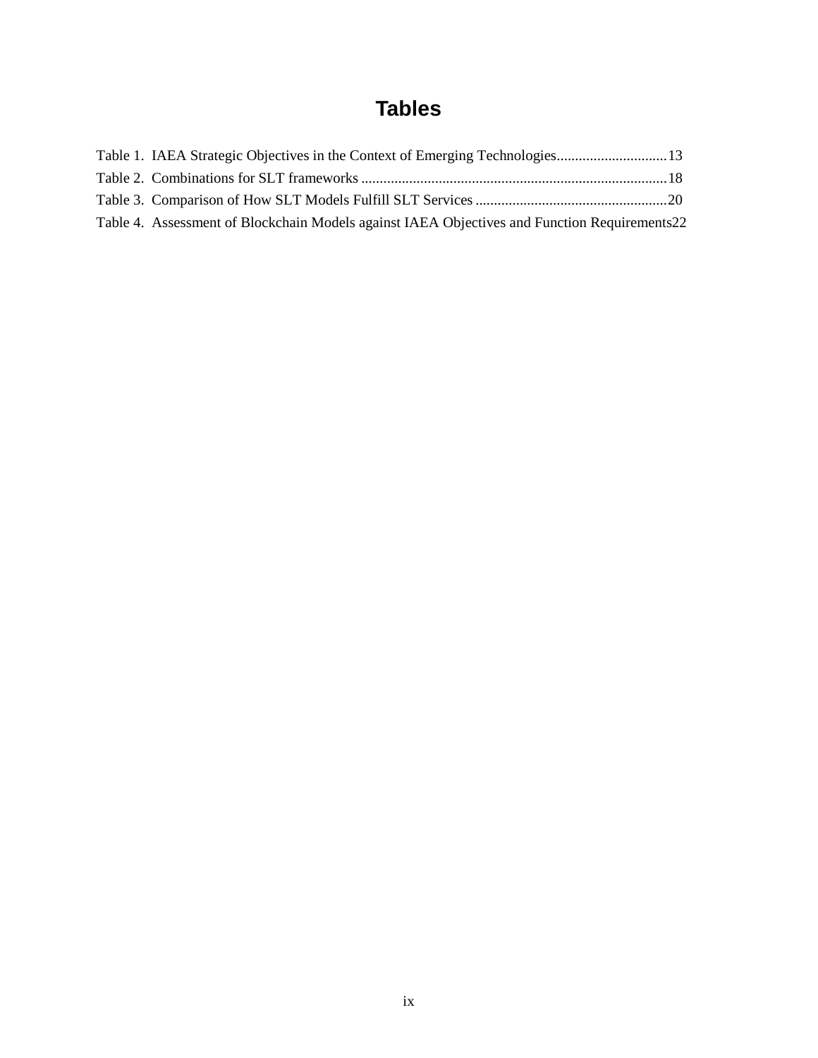# Tables

Table 1. IAEA Strategic Objectives in the Context of Emerging Technologies..............................13
Table 2. Combinations for SLT frameworks ..................................................................................18
Table 3. Comparison of How SLT Models Fulfill SLT Services ....................................................20
Table 4. Assessment of Blockchain Models against IAEA Objectives and Function Requirements22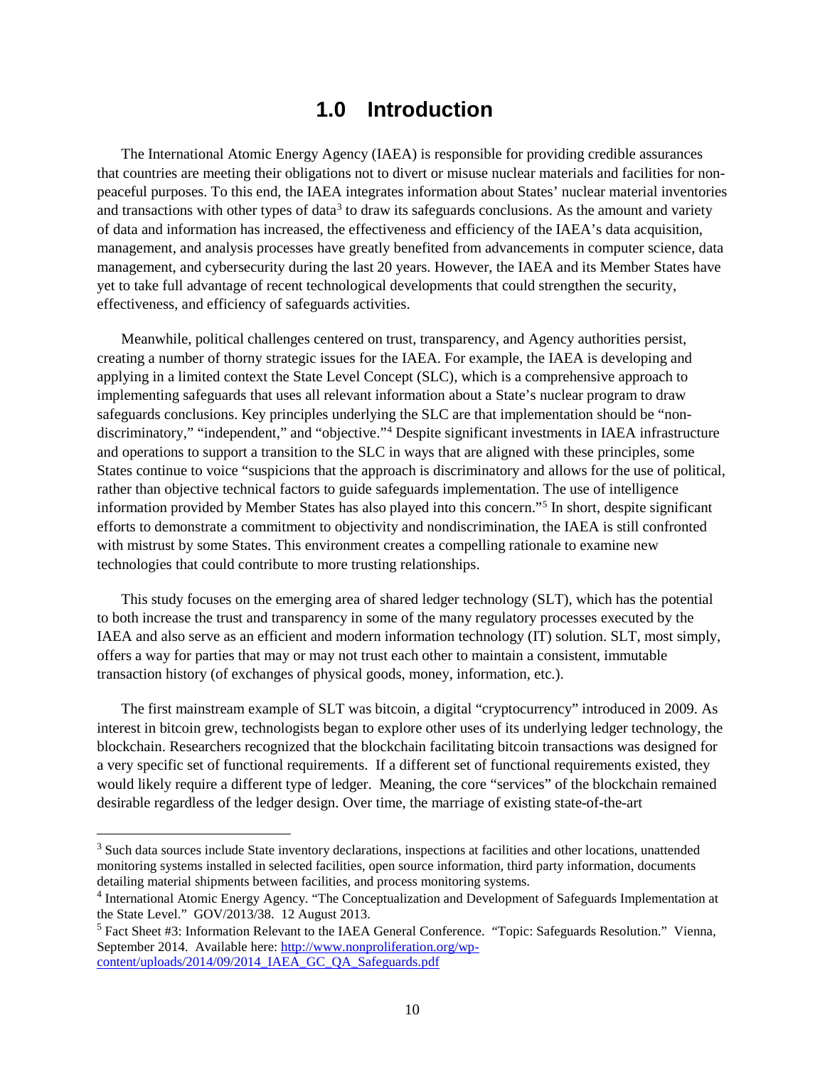# 1.0 Introduction

The International Atomic Energy Agency (IAEA) is responsible for providing credible assurances that countries are meeting their obligations not to divert or misuse nuclear materials and facilities for non-peaceful purposes. To this end, the IAEA integrates information about States' nuclear material inventories and transactions with other types of data[3] to draw its safeguards conclusions. As the amount and variety of data and information has increased, the effectiveness and efficiency of the IAEA's data acquisition, management, and analysis processes have greatly benefited from advancements in computer science, data management, and cybersecurity during the last 20 years. However, the IAEA and its Member States have yet to take full advantage of recent technological developments that could strengthen the security, effectiveness, and efficiency of safeguards activities.

Meanwhile, political challenges centered on trust, transparency, and Agency authorities persist, creating a number of thorny strategic issues for the IAEA. For example, the IAEA is developing and applying in a limited context the State Level Concept (SLC), which is a comprehensive approach to implementing safeguards that uses all relevant information about a State's nuclear program to draw safeguards conclusions. Key principles underlying the SLC are that implementation should be "non-discriminatory," "independent," and "objective."[4] Despite significant investments in IAEA infrastructure and operations to support a transition to the SLC in ways that are aligned with these principles, some States continue to voice "suspicions that the approach is discriminatory and allows for the use of political, rather than objective technical factors to guide safeguards implementation. The use of intelligence information provided by Member States has also played into this concern."[5] In short, despite significant efforts to demonstrate a commitment to objectivity and nondiscrimination, the IAEA is still confronted with mistrust by some States. This environment creates a compelling rationale to examine new technologies that could contribute to more trusting relationships.

This study focuses on the emerging area of shared ledger technology (SLT), which has the potential to both increase the trust and transparency in some of the many regulatory processes executed by the IAEA and also serve as an efficient and modern information technology (IT) solution. SLT, most simply, offers a way for parties that may or may not trust each other to maintain a consistent, immutable transaction history (of exchanges of physical goods, money, information, etc.).

The first mainstream example of SLT was bitcoin, a digital "cryptocurrency" introduced in 2009. As interest in bitcoin grew, technologists began to explore other uses of its underlying ledger technology, the blockchain. Researchers recognized that the blockchain facilitating bitcoin transactions was designed for a very specific set of functional requirements. If a different set of functional requirements existed, they would likely require a different type of ledger. Meaning, the core "services" of the blockchain remained desirable regardless of the ledger design. Over time, the marriage of existing state-of-the-art

---

[3] Such data sources include State inventory declarations, inspections at facilities and other locations, unattended monitoring systems installed in selected facilities, open source information, third party information, documents detailing material shipments between facilities, and process monitoring systems.

[4] International Atomic Energy Agency. "The Conceptualization and Development of Safeguards Implementation at the State Level." GOV/2013/38. 12 August 2013.

[5] Fact Sheet #3: Information Relevant to the IAEA General Conference. "Topic: Safeguards Resolution." Vienna, September 2014. Available here: http://www.nonproliferation.org/wp-content/uploads/2014/09/2014_IAEA_GC_QA_Safeguards.pdf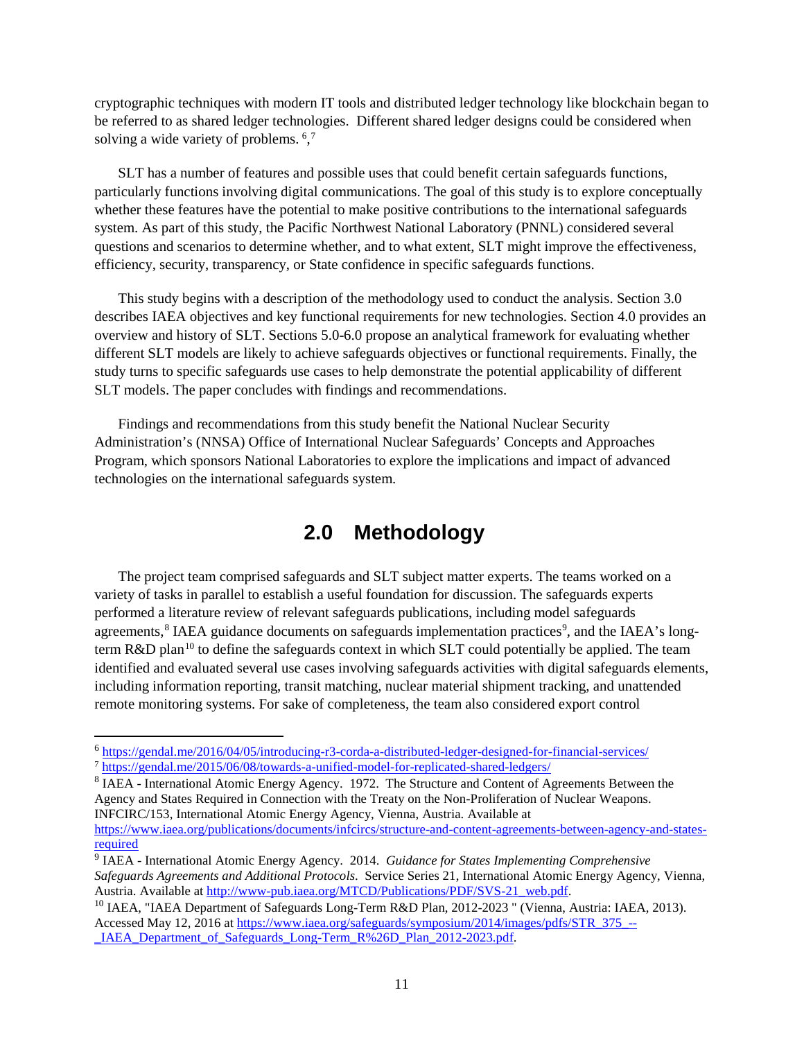cryptographic techniques with modern IT tools and distributed ledger technology like blockchain began to be referred to as shared ledger technologies. Different shared ledger designs could be considered when solving a wide variety of problems. [6],[7]

SLT has a number of features and possible uses that could benefit certain safeguards functions, particularly functions involving digital communications. The goal of this study is to explore conceptually whether these features have the potential to make positive contributions to the international safeguards system. As part of this study, the Pacific Northwest National Laboratory (PNNL) considered several questions and scenarios to determine whether, and to what extent, SLT might improve the effectiveness, efficiency, security, transparency, or State confidence in specific safeguards functions.

This study begins with a description of the methodology used to conduct the analysis. Section 3.0 describes IAEA objectives and key functional requirements for new technologies. Section 4.0 provides an overview and history of SLT. Sections 5.0-6.0 propose an analytical framework for evaluating whether different SLT models are likely to achieve safeguards objectives or functional requirements. Finally, the study turns to specific safeguards use cases to help demonstrate the potential applicability of different SLT models. The paper concludes with findings and recommendations.

Findings and recommendations from this study benefit the National Nuclear Security Administration's (NNSA) Office of International Nuclear Safeguards' Concepts and Approaches Program, which sponsors National Laboratories to explore the implications and impact of advanced technologies on the international safeguards system.

# 2.0 Methodology

The project team comprised safeguards and SLT subject matter experts. The teams worked on a variety of tasks in parallel to establish a useful foundation for discussion. The safeguards experts performed a literature review of relevant safeguards publications, including model safeguards agreements,[8] IAEA guidance documents on safeguards implementation practices[9], and the IAEA's long-term R&D plan[10] to define the safeguards context in which SLT could potentially be applied. The team identified and evaluated several use cases involving safeguards activities with digital safeguards elements, including information reporting, transit matching, nuclear material shipment tracking, and unattended remote monitoring systems. For sake of completeness, the team also considered export control

---

[6] https://gendal.me/2016/04/05/introducing-r3-corda-a-distributed-ledger-designed-for-financial-services/

[7] https://gendal.me/2015/06/08/towards-a-unified-model-for-replicated-shared-ledgers/

[8] IAEA - International Atomic Energy Agency. 1972. The Structure and Content of Agreements Between the Agency and States Required in Connection with the Treaty on the Non-Proliferation of Nuclear Weapons. INFCIRC/153, International Atomic Energy Agency, Vienna, Austria. Available at https://www.iaea.org/publications/documents/infcircs/structure-and-content-agreements-between-agency-and-states-required

[9] IAEA - International Atomic Energy Agency. 2014. *Guidance for States Implementing Comprehensive Safeguards Agreements and Additional Protocols*. Service Series 21, International Atomic Energy Agency, Vienna, Austria. Available at http://www-pub.iaea.org/MTCD/Publications/PDF/SVS-21_web.pdf.

[10] IAEA, "IAEA Department of Safeguards Long-Term R&D Plan, 2012-2023 " (Vienna, Austria: IAEA, 2013). Accessed May 12, 2016 at https://www.iaea.org/safeguards/symposium/2014/images/pdfs/STR_375_--_IAEA_Department_of_Safeguards_Long-Term_R%26D_Plan_2012-2023.pdf.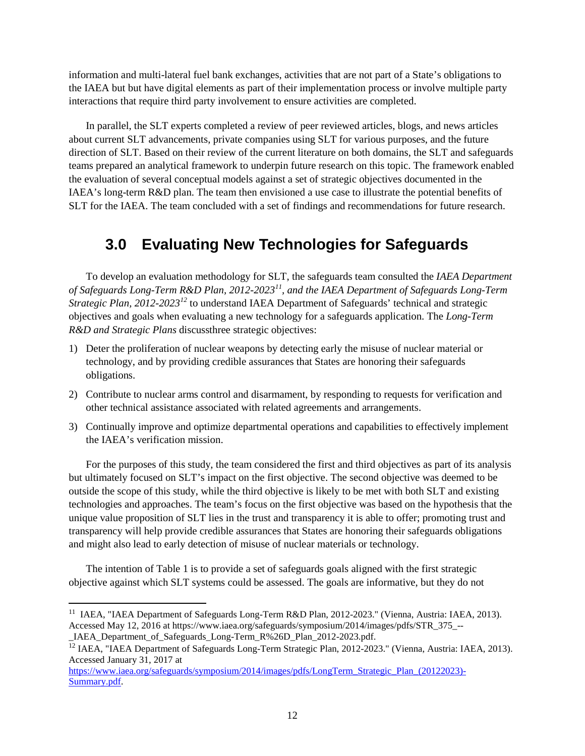information and multi-lateral fuel bank exchanges, activities that are not part of a State's obligations to the IAEA but but have digital elements as part of their implementation process or involve multiple party interactions that require third party involvement to ensure activities are completed.

In parallel, the SLT experts completed a review of peer reviewed articles, blogs, and news articles about current SLT advancements, private companies using SLT for various purposes, and the future direction of SLT. Based on their review of the current literature on both domains, the SLT and safeguards teams prepared an analytical framework to underpin future research on this topic. The framework enabled the evaluation of several conceptual models against a set of strategic objectives documented in the IAEA's long-term R&D plan. The team then envisioned a use case to illustrate the potential benefits of SLT for the IAEA. The team concluded with a set of findings and recommendations for future research.

# 3.0 Evaluating New Technologies for Safeguards

To develop an evaluation methodology for SLT, the safeguards team consulted the *IAEA Department of Safeguards Long-Term R&D Plan, 2012-2023*[11]*, and the IAEA Department of Safeguards Long-Term Strategic Plan, 2012-2023*[12] to understand IAEA Department of Safeguards' technical and strategic objectives and goals when evaluating a new technology for a safeguards application. The *Long-Term R&D and Strategic Plans* discussthree strategic objectives:

1) Deter the proliferation of nuclear weapons by detecting early the misuse of nuclear material or technology, and by providing credible assurances that States are honoring their safeguards obligations.
2) Contribute to nuclear arms control and disarmament, by responding to requests for verification and other technical assistance associated with related agreements and arrangements.
3) Continually improve and optimize departmental operations and capabilities to effectively implement the IAEA's verification mission.

For the purposes of this study, the team considered the first and third objectives as part of its analysis but ultimately focused on SLT's impact on the first objective. The second objective was deemed to be outside the scope of this study, while the third objective is likely to be met with both SLT and existing technologies and approaches. The team's focus on the first objective was based on the hypothesis that the unique value proposition of SLT lies in the trust and transparency it is able to offer; promoting trust and transparency will help provide credible assurances that States are honoring their safeguards obligations and might also lead to early detection of misuse of nuclear materials or technology.

The intention of Table 1 is to provide a set of safeguards goals aligned with the first strategic objective against which SLT systems could be assessed. The goals are informative, but they do not

---

[11] IAEA, "IAEA Department of Safeguards Long-Term R&D Plan, 2012-2023." (Vienna, Austria: IAEA, 2013). Accessed May 12, 2016 at https://www.iaea.org/safeguards/symposium/2014/images/pdfs/STR_375_--_IAEA_Department_of_Safeguards_Long-Term_R%26D_Plan_2012-2023.pdf.

[12] IAEA, "IAEA Department of Safeguards Long-Term Strategic Plan, 2012-2023." (Vienna, Austria: IAEA, 2013). Accessed January 31, 2017 at https://www.iaea.org/safeguards/symposium/2014/images/pdfs/LongTerm_Strategic_Plan_(20122023)-Summary.pdf.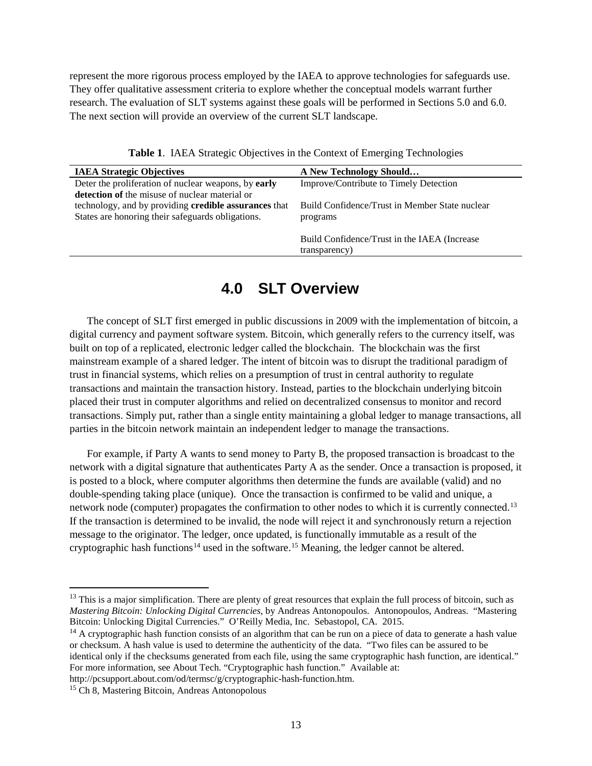represent the more rigorous process employed by the IAEA to approve technologies for safeguards use. They offer qualitative assessment criteria to explore whether the conceptual models warrant further research. The evaluation of SLT systems against these goals will be performed in Sections 5.0 and 6.0. The next section will provide an overview of the current SLT landscape.

**Table 1**. IAEA Strategic Objectives in the Context of Emerging Technologies

| IAEA Strategic Objectives | A New Technology Should… |
|---|---|
| Deter the proliferation of nuclear weapons, by **early detection of** the misuse of nuclear material or technology, and by providing **credible assurances** that States are honoring their safeguards obligations. | Improve/Contribute to Timely Detection<br><br>Build Confidence/Trust in Member State nuclear programs<br><br>Build Confidence/Trust in the IAEA (Increase transparency) |

# 4.0 SLT Overview

The concept of SLT first emerged in public discussions in 2009 with the implementation of bitcoin, a digital currency and payment software system. Bitcoin, which generally refers to the currency itself, was built on top of a replicated, electronic ledger called the blockchain. The blockchain was the first mainstream example of a shared ledger. The intent of bitcoin was to disrupt the traditional paradigm of trust in financial systems, which relies on a presumption of trust in central authority to regulate transactions and maintain the transaction history. Instead, parties to the blockchain underlying bitcoin placed their trust in computer algorithms and relied on decentralized consensus to monitor and record transactions. Simply put, rather than a single entity maintaining a global ledger to manage transactions, all parties in the bitcoin network maintain an independent ledger to manage the transactions.

For example, if Party A wants to send money to Party B, the proposed transaction is broadcast to the network with a digital signature that authenticates Party A as the sender. Once a transaction is proposed, it is posted to a block, where computer algorithms then determine the funds are available (valid) and no double-spending taking place (unique). Once the transaction is confirmed to be valid and unique, a network node (computer) propagates the confirmation to other nodes to which it is currently connected.[13] If the transaction is determined to be invalid, the node will reject it and synchronously return a rejection message to the originator. The ledger, once updated, is functionally immutable as a result of the cryptographic hash functions[14] used in the software.[15] Meaning, the ledger cannot be altered.

---

[13] This is a major simplification. There are plenty of great resources that explain the full process of bitcoin, such as *Mastering Bitcoin: Unlocking Digital Currencies*, by Andreas Antonopoulos. Antonopoulos, Andreas. "Mastering Bitcoin: Unlocking Digital Currencies." O'Reilly Media, Inc. Sebastopol, CA. 2015.

[14] A cryptographic hash function consists of an algorithm that can be run on a piece of data to generate a hash value or checksum. A hash value is used to determine the authenticity of the data. "Two files can be assured to be identical only if the checksums generated from each file, using the same cryptographic hash function, are identical." For more information, see About Tech. "Cryptographic hash function." Available at: http://pcsupport.about.com/od/termsc/g/cryptographic-hash-function.htm.

[15] Ch 8, Mastering Bitcoin, Andreas Antonopolous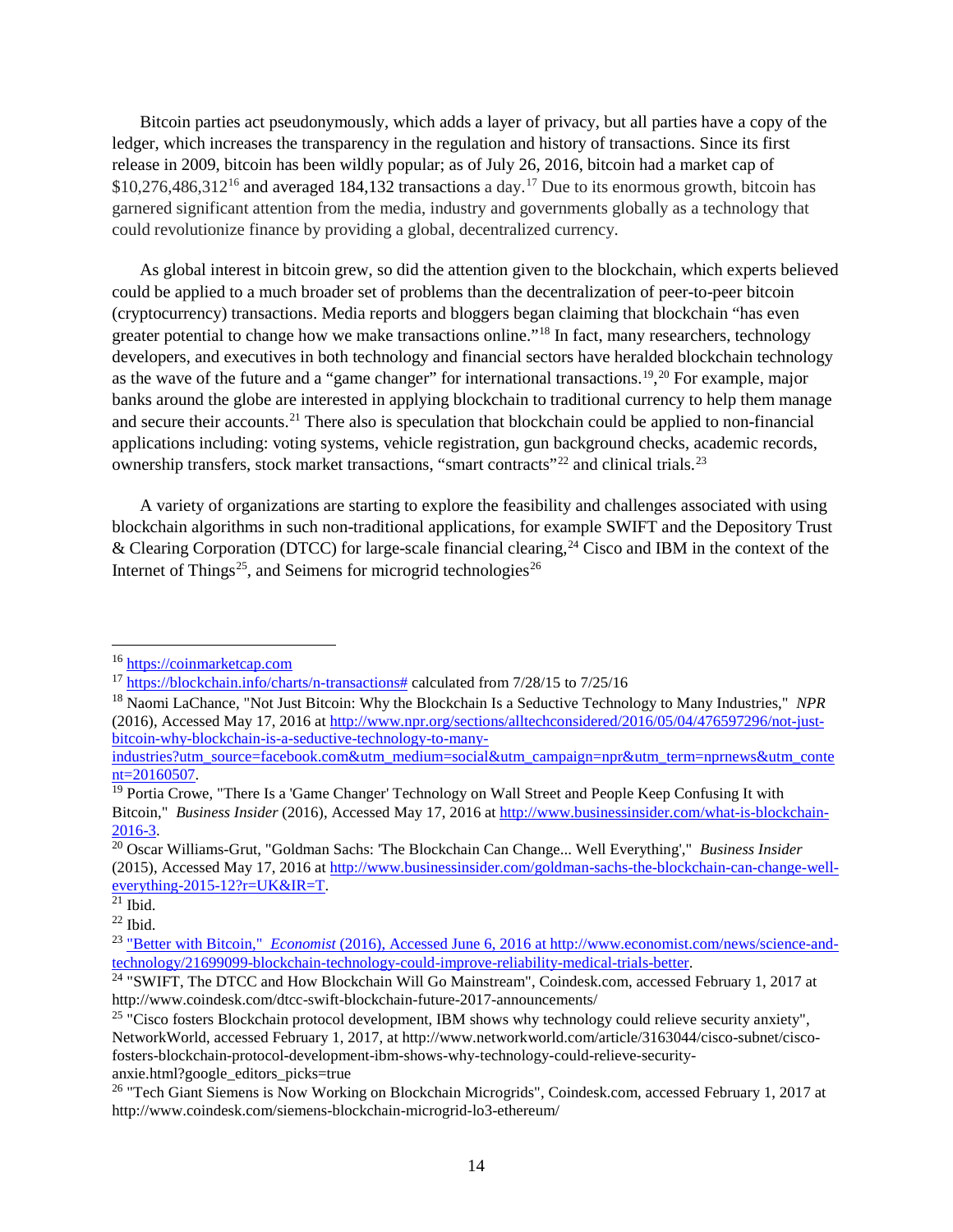Bitcoin parties act pseudonymously, which adds a layer of privacy, but all parties have a copy of the ledger, which increases the transparency in the regulation and history of transactions. Since its first release in 2009, bitcoin has been wildly popular; as of July 26, 2016, bitcoin had a market cap of $10,276,486,312[16] and averaged 184,132 transactions a day.[17] Due to its enormous growth, bitcoin has garnered significant attention from the media, industry and governments globally as a technology that could revolutionize finance by providing a global, decentralized currency.

As global interest in bitcoin grew, so did the attention given to the blockchain, which experts believed could be applied to a much broader set of problems than the decentralization of peer-to-peer bitcoin (cryptocurrency) transactions. Media reports and bloggers began claiming that blockchain "has even greater potential to change how we make transactions online."[18] In fact, many researchers, technology developers, and executives in both technology and financial sectors have heralded blockchain technology as the wave of the future and a "game changer" for international transactions.[19],[20] For example, major banks around the globe are interested in applying blockchain to traditional currency to help them manage and secure their accounts.[21] There also is speculation that blockchain could be applied to non-financial applications including: voting systems, vehicle registration, gun background checks, academic records, ownership transfers, stock market transactions, "smart contracts"[22] and clinical trials.[23]

A variety of organizations are starting to explore the feasibility and challenges associated with using blockchain algorithms in such non-traditional applications, for example SWIFT and the Depository Trust & Clearing Corporation (DTCC) for large-scale financial clearing,[24] Cisco and IBM in the context of the Internet of Things[25], and Seimens for microgrid technologies[26]

---

[16] https://coinmarketcap.com

[17] https://blockchain.info/charts/n-transactions# calculated from 7/28/15 to 7/25/16

[18] Naomi LaChance, "Not Just Bitcoin: Why the Blockchain Is a Seductive Technology to Many Industries," *NPR* (2016), Accessed May 17, 2016 at http://www.npr.org/sections/alltechconsidered/2016/05/04/476597296/not-just-bitcoin-why-blockchain-is-a-seductive-technology-to-many-industries?utm_source=facebook.com&utm_medium=social&utm_campaign=npr&utm_term=nprnews&utm_content=20160507.

[19] Portia Crowe, "There Is a 'Game Changer' Technology on Wall Street and People Keep Confusing It with Bitcoin," *Business Insider* (2016), Accessed May 17, 2016 at http://www.businessinsider.com/what-is-blockchain-2016-3.

[20] Oscar Williams-Grut, "Goldman Sachs: 'The Blockchain Can Change... Well Everything'," *Business Insider* (2015), Accessed May 17, 2016 at http://www.businessinsider.com/goldman-sachs-the-blockchain-can-change-well-everything-2015-12?r=UK&IR=T.

[21] Ibid.

[22] Ibid.

[23] "Better with Bitcoin," *Economist* (2016), Accessed June 6, 2016 at http://www.economist.com/news/science-and-technology/21699099-blockchain-technology-could-improve-reliability-medical-trials-better.

[24] "SWIFT, The DTCC and How Blockchain Will Go Mainstream", Coindesk.com, accessed February 1, 2017 at http://www.coindesk.com/dtcc-swift-blockchain-future-2017-announcements/

[25] "Cisco fosters Blockchain protocol development, IBM shows why technology could relieve security anxiety", NetworkWorld, accessed February 1, 2017, at http://www.networkworld.com/article/3163044/cisco-subnet/cisco-fosters-blockchain-protocol-development-ibm-shows-why-technology-could-relieve-security-anxie.html?google_editors_picks=true

[26] "Tech Giant Siemens is Now Working on Blockchain Microgrids", Coindesk.com, accessed February 1, 2017 at http://www.coindesk.com/siemens-blockchain-microgrid-lo3-ethereum/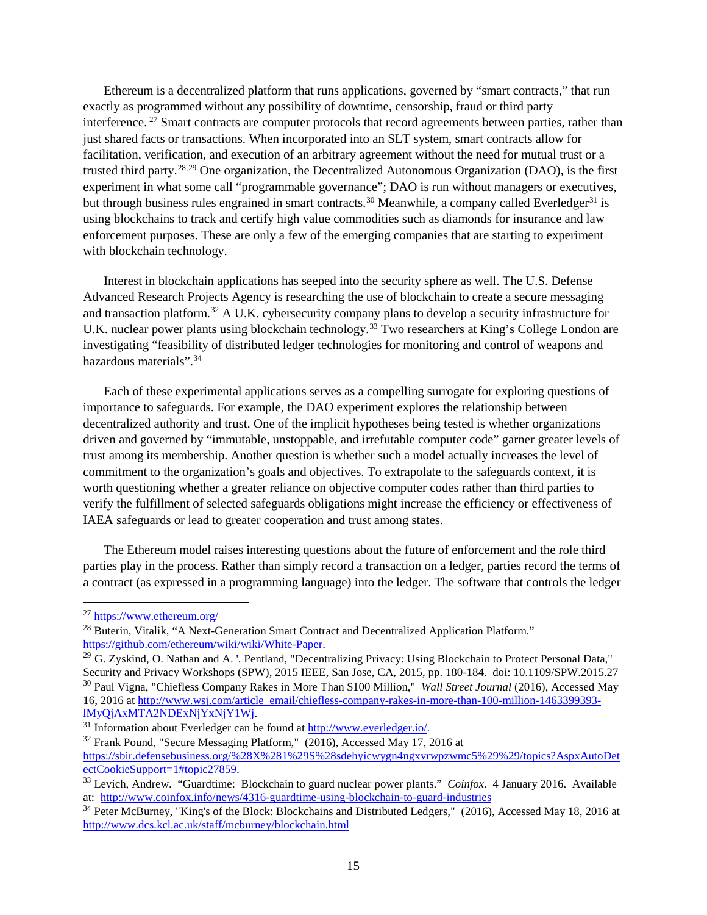Ethereum is a decentralized platform that runs applications, governed by "smart contracts," that run exactly as programmed without any possibility of downtime, censorship, fraud or third party interference. [27] Smart contracts are computer protocols that record agreements between parties, rather than just shared facts or transactions. When incorporated into an SLT system, smart contracts allow for facilitation, verification, and execution of an arbitrary agreement without the need for mutual trust or a trusted third party.[28,29] One organization, the Decentralized Autonomous Organization (DAO), is the first experiment in what some call "programmable governance"; DAO is run without managers or executives, but through business rules engrained in smart contracts.[30] Meanwhile, a company called Everledger[31] is using blockchains to track and certify high value commodities such as diamonds for insurance and law enforcement purposes. These are only a few of the emerging companies that are starting to experiment with blockchain technology.

Interest in blockchain applications has seeped into the security sphere as well. The U.S. Defense Advanced Research Projects Agency is researching the use of blockchain to create a secure messaging and transaction platform.[32] A U.K. cybersecurity company plans to develop a security infrastructure for U.K. nuclear power plants using blockchain technology.[33] Two researchers at King's College London are investigating "feasibility of distributed ledger technologies for monitoring and control of weapons and hazardous materials".[34]

Each of these experimental applications serves as a compelling surrogate for exploring questions of importance to safeguards. For example, the DAO experiment explores the relationship between decentralized authority and trust. One of the implicit hypotheses being tested is whether organizations driven and governed by "immutable, unstoppable, and irrefutable computer code" garner greater levels of trust among its membership. Another question is whether such a model actually increases the level of commitment to the organization's goals and objectives. To extrapolate to the safeguards context, it is worth questioning whether a greater reliance on objective computer codes rather than third parties to verify the fulfillment of selected safeguards obligations might increase the efficiency or effectiveness of IAEA safeguards or lead to greater cooperation and trust among states.

The Ethereum model raises interesting questions about the future of enforcement and the role third parties play in the process. Rather than simply record a transaction on a ledger, parties record the terms of a contract (as expressed in a programming language) into the ledger. The software that controls the ledger

---

[27] https://www.ethereum.org/

[28] Buterin, Vitalik, "A Next-Generation Smart Contract and Decentralized Application Platform." https://github.com/ethereum/wiki/wiki/White-Paper.

[29] G. Zyskind, O. Nathan and A. '. Pentland, "Decentralizing Privacy: Using Blockchain to Protect Personal Data," Security and Privacy Workshops (SPW), 2015 IEEE, San Jose, CA, 2015, pp. 180-184. doi: 10.1109/SPW.2015.27

[30] Paul Vigna, "Chiefless Company Rakes in More Than $100 Million," *Wall Street Journal* (2016), Accessed May 16, 2016 at http://www.wsj.com/article_email/chiefless-company-rakes-in-more-than-100-million-1463399393-lMyQjAxMTA2NDExNjYxNjY1Wj.

[31] Information about Everledger can be found at http://www.everledger.io/.

[32] Frank Pound, "Secure Messaging Platform," (2016), Accessed May 17, 2016 at https://sbir.defensebusiness.org/%28X%281%29S%28sdehyicwygn4ngxvrwpzwmc5%29%29/topics?AspxAutoDetectCookieSupport=1#topic27859.

[33] Levich, Andrew. "Guardtime: Blockchain to guard nuclear power plants." *Coinfox.* 4 January 2016. Available at: http://www.coinfox.info/news/4316-guardtime-using-blockchain-to-guard-industries

[34] Peter McBurney, "King's of the Block: Blockchains and Distributed Ledgers," (2016), Accessed May 18, 2016 at http://www.dcs.kcl.ac.uk/staff/mcburney/blockchain.html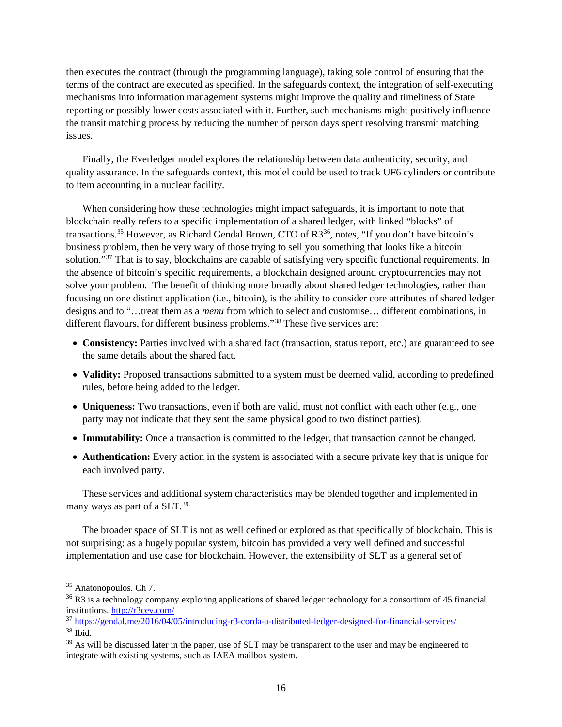then executes the contract (through the programming language), taking sole control of ensuring that the terms of the contract are executed as specified. In the safeguards context, the integration of self-executing mechanisms into information management systems might improve the quality and timeliness of State reporting or possibly lower costs associated with it. Further, such mechanisms might positively influence the transit matching process by reducing the number of person days spent resolving transmit matching issues.

Finally, the Everledger model explores the relationship between data authenticity, security, and quality assurance. In the safeguards context, this model could be used to track UF6 cylinders or contribute to item accounting in a nuclear facility.

When considering how these technologies might impact safeguards, it is important to note that blockchain really refers to a specific implementation of a shared ledger, with linked "blocks" of transactions.[35] However, as Richard Gendal Brown, CTO of R3[36], notes, "If you don't have bitcoin's business problem, then be very wary of those trying to sell you something that looks like a bitcoin solution."[37] That is to say, blockchains are capable of satisfying very specific functional requirements. In the absence of bitcoin's specific requirements, a blockchain designed around cryptocurrencies may not solve your problem. The benefit of thinking more broadly about shared ledger technologies, rather than focusing on one distinct application (i.e., bitcoin), is the ability to consider core attributes of shared ledger designs and to "…treat them as a *menu* from which to select and customise… different combinations, in different flavours, for different business problems."[38] These five services are:

- **Consistency:** Parties involved with a shared fact (transaction, status report, etc.) are guaranteed to see the same details about the shared fact.
- **Validity:** Proposed transactions submitted to a system must be deemed valid, according to predefined rules, before being added to the ledger.
- **Uniqueness:** Two transactions, even if both are valid, must not conflict with each other (e.g., one party may not indicate that they sent the same physical good to two distinct parties).
- **Immutability:** Once a transaction is committed to the ledger, that transaction cannot be changed.
- **Authentication:** Every action in the system is associated with a secure private key that is unique for each involved party.

These services and additional system characteristics may be blended together and implemented in many ways as part of a SLT.[39]

The broader space of SLT is not as well defined or explored as that specifically of blockchain. This is not surprising: as a hugely popular system, bitcoin has provided a very well defined and successful implementation and use case for blockchain. However, the extensibility of SLT as a general set of

---

[35] Anatonopoulos. Ch 7.

[36] R3 is a technology company exploring applications of shared ledger technology for a consortium of 45 financial institutions. http://r3cev.com/

[37] https://gendal.me/2016/04/05/introducing-r3-corda-a-distributed-ledger-designed-for-financial-services/

[38] Ibid.

[39] As will be discussed later in the paper, use of SLT may be transparent to the user and may be engineered to integrate with existing systems, such as IAEA mailbox system.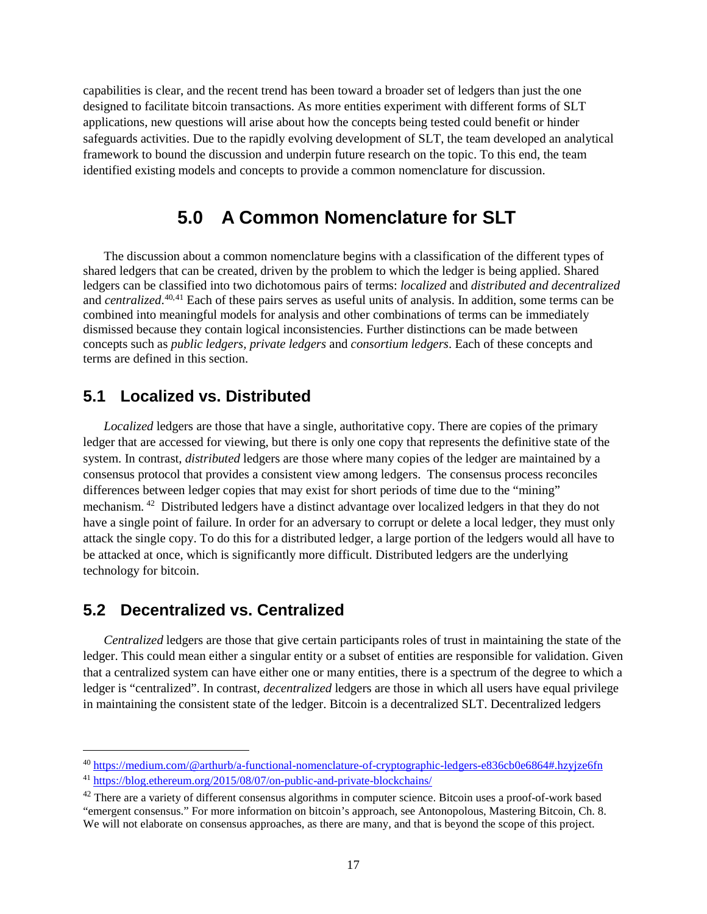capabilities is clear, and the recent trend has been toward a broader set of ledgers than just the one designed to facilitate bitcoin transactions. As more entities experiment with different forms of SLT applications, new questions will arise about how the concepts being tested could benefit or hinder safeguards activities. Due to the rapidly evolving development of SLT, the team developed an analytical framework to bound the discussion and underpin future research on the topic. To this end, the team identified existing models and concepts to provide a common nomenclature for discussion.

# 5.0 A Common Nomenclature for SLT

The discussion about a common nomenclature begins with a classification of the different types of shared ledgers that can be created, driven by the problem to which the ledger is being applied. Shared ledgers can be classified into two dichotomous pairs of terms: *localized* and *distributed and decentralized* and *centralized*.[40,41] Each of these pairs serves as useful units of analysis. In addition, some terms can be combined into meaningful models for analysis and other combinations of terms can be immediately dismissed because they contain logical inconsistencies. Further distinctions can be made between concepts such as *public ledgers*, *private ledgers* and *consortium ledgers*. Each of these concepts and terms are defined in this section.

## 5.1 Localized vs. Distributed

*Localized* ledgers are those that have a single, authoritative copy. There are copies of the primary ledger that are accessed for viewing, but there is only one copy that represents the definitive state of the system. In contrast, *distributed* ledgers are those where many copies of the ledger are maintained by a consensus protocol that provides a consistent view among ledgers. The consensus process reconciles differences between ledger copies that may exist for short periods of time due to the "mining" mechanism.[42] Distributed ledgers have a distinct advantage over localized ledgers in that they do not have a single point of failure. In order for an adversary to corrupt or delete a local ledger, they must only attack the single copy. To do this for a distributed ledger, a large portion of the ledgers would all have to be attacked at once, which is significantly more difficult. Distributed ledgers are the underlying technology for bitcoin.

## 5.2 Decentralized vs. Centralized

*Centralized* ledgers are those that give certain participants roles of trust in maintaining the state of the ledger. This could mean either a singular entity or a subset of entities are responsible for validation. Given that a centralized system can have either one or many entities, there is a spectrum of the degree to which a ledger is "centralized". In contrast, *decentralized* ledgers are those in which all users have equal privilege in maintaining the consistent state of the ledger. Bitcoin is a decentralized SLT. Decentralized ledgers

---

[40] https://medium.com/@arthurb/a-functional-nomenclature-of-cryptographic-ledgers-e836cb0e6864#.hzyjze6fn

[41] https://blog.ethereum.org/2015/08/07/on-public-and-private-blockchains/

[42] There are a variety of different consensus algorithms in computer science. Bitcoin uses a proof-of-work based "emergent consensus." For more information on bitcoin's approach, see Antonopolous, Mastering Bitcoin, Ch. 8. We will not elaborate on consensus approaches, as there are many, and that is beyond the scope of this project.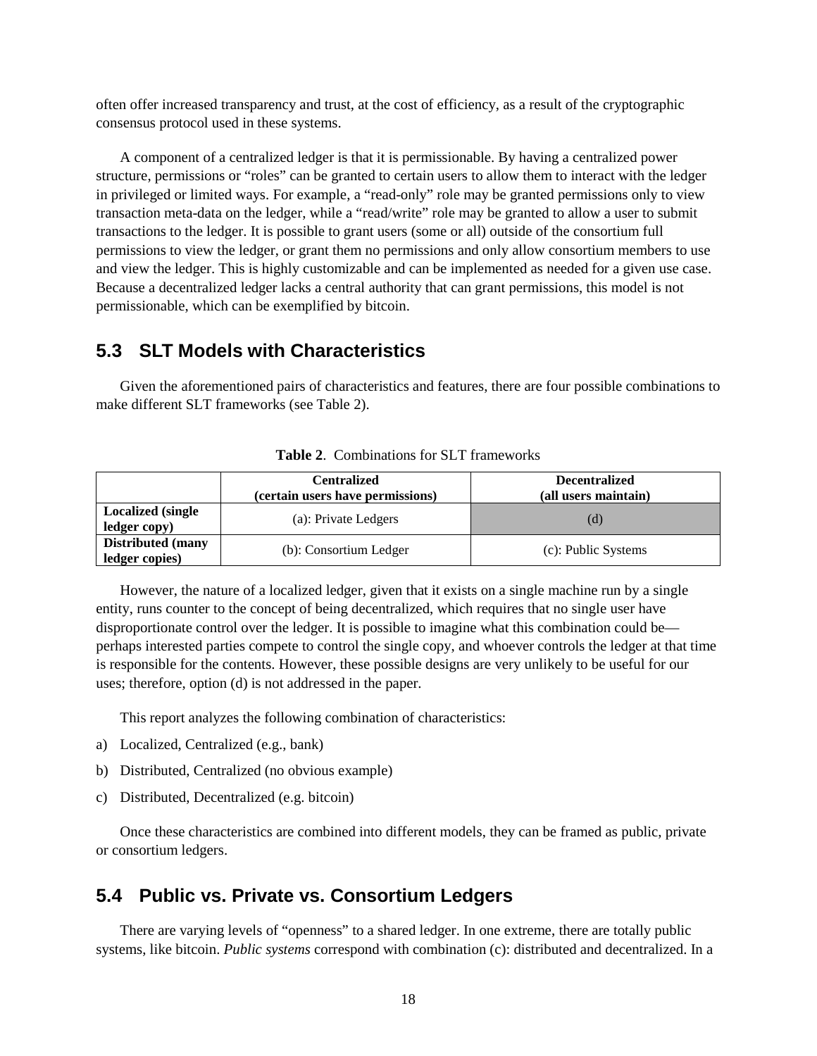often offer increased transparency and trust, at the cost of efficiency, as a result of the cryptographic consensus protocol used in these systems.

A component of a centralized ledger is that it is permissionable. By having a centralized power structure, permissions or "roles" can be granted to certain users to allow them to interact with the ledger in privileged or limited ways. For example, a "read-only" role may be granted permissions only to view transaction meta-data on the ledger, while a "read/write" role may be granted to allow a user to submit transactions to the ledger. It is possible to grant users (some or all) outside of the consortium full permissions to view the ledger, or grant them no permissions and only allow consortium members to use and view the ledger. This is highly customizable and can be implemented as needed for a given use case. Because a decentralized ledger lacks a central authority that can grant permissions, this model is not permissionable, which can be exemplified by bitcoin.

## 5.3 SLT Models with Characteristics

Given the aforementioned pairs of characteristics and features, there are four possible combinations to make different SLT frameworks (see Table 2).

**Table 2**. Combinations for SLT frameworks

| | **Centralized (certain users have permissions)** | **Decentralized (all users maintain)** |
|---|---|---|
| **Localized (single ledger copy)** | (a): Private Ledgers | (d) |
| **Distributed (many ledger copies)** | (b): Consortium Ledger | (c): Public Systems |

However, the nature of a localized ledger, given that it exists on a single machine run by a single entity, runs counter to the concept of being decentralized, which requires that no single user have disproportionate control over the ledger. It is possible to imagine what this combination could be—perhaps interested parties compete to control the single copy, and whoever controls the ledger at that time is responsible for the contents. However, these possible designs are very unlikely to be useful for our uses; therefore, option (d) is not addressed in the paper.

This report analyzes the following combination of characteristics:

a) Localized, Centralized (e.g., bank)

b) Distributed, Centralized (no obvious example)

c) Distributed, Decentralized (e.g. bitcoin)

Once these characteristics are combined into different models, they can be framed as public, private or consortium ledgers.

## 5.4 Public vs. Private vs. Consortium Ledgers

There are varying levels of "openness" to a shared ledger. In one extreme, there are totally public systems, like bitcoin. *Public systems* correspond with combination (c): distributed and decentralized. In a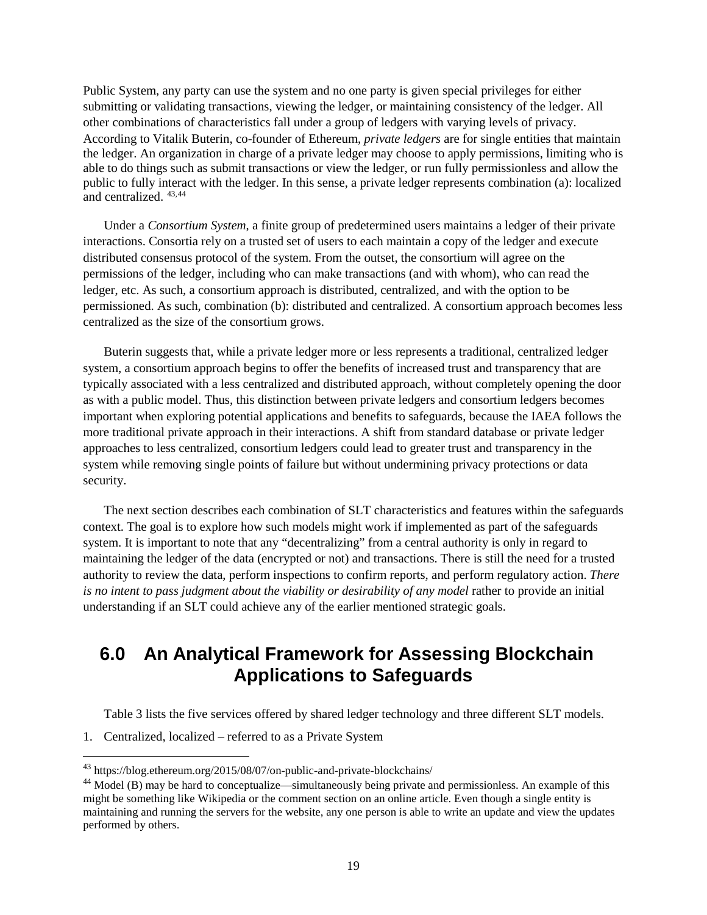Public System, any party can use the system and no one party is given special privileges for either submitting or validating transactions, viewing the ledger, or maintaining consistency of the ledger. All other combinations of characteristics fall under a group of ledgers with varying levels of privacy. According to Vitalik Buterin, co-founder of Ethereum, *private ledgers* are for single entities that maintain the ledger. An organization in charge of a private ledger may choose to apply permissions, limiting who is able to do things such as submit transactions or view the ledger, or run fully permissionless and allow the public to fully interact with the ledger. In this sense, a private ledger represents combination (a): localized and centralized. [43,44]

Under a *Consortium System*, a finite group of predetermined users maintains a ledger of their private interactions. Consortia rely on a trusted set of users to each maintain a copy of the ledger and execute distributed consensus protocol of the system. From the outset, the consortium will agree on the permissions of the ledger, including who can make transactions (and with whom), who can read the ledger, etc. As such, a consortium approach is distributed, centralized, and with the option to be permissioned. As such, combination (b): distributed and centralized. A consortium approach becomes less centralized as the size of the consortium grows.

Buterin suggests that, while a private ledger more or less represents a traditional, centralized ledger system, a consortium approach begins to offer the benefits of increased trust and transparency that are typically associated with a less centralized and distributed approach, without completely opening the door as with a public model. Thus, this distinction between private ledgers and consortium ledgers becomes important when exploring potential applications and benefits to safeguards, because the IAEA follows the more traditional private approach in their interactions. A shift from standard database or private ledger approaches to less centralized, consortium ledgers could lead to greater trust and transparency in the system while removing single points of failure but without undermining privacy protections or data security.

The next section describes each combination of SLT characteristics and features within the safeguards context. The goal is to explore how such models might work if implemented as part of the safeguards system. It is important to note that any "decentralizing" from a central authority is only in regard to maintaining the ledger of the data (encrypted or not) and transactions. There is still the need for a trusted authority to review the data, perform inspections to confirm reports, and perform regulatory action. *There is no intent to pass judgment about the viability or desirability of any model* rather to provide an initial understanding if an SLT could achieve any of the earlier mentioned strategic goals.

# 6.0 An Analytical Framework for Assessing Blockchain Applications to Safeguards

Table 3 lists the five services offered by shared ledger technology and three different SLT models.

1. Centralized, localized – referred to as a Private System

---

[43] https://blog.ethereum.org/2015/08/07/on-public-and-private-blockchains/

[44] Model (B) may be hard to conceptualize—simultaneously being private and permissionless. An example of this might be something like Wikipedia or the comment section on an online article. Even though a single entity is maintaining and running the servers for the website, any one person is able to write an update and view the updates performed by others.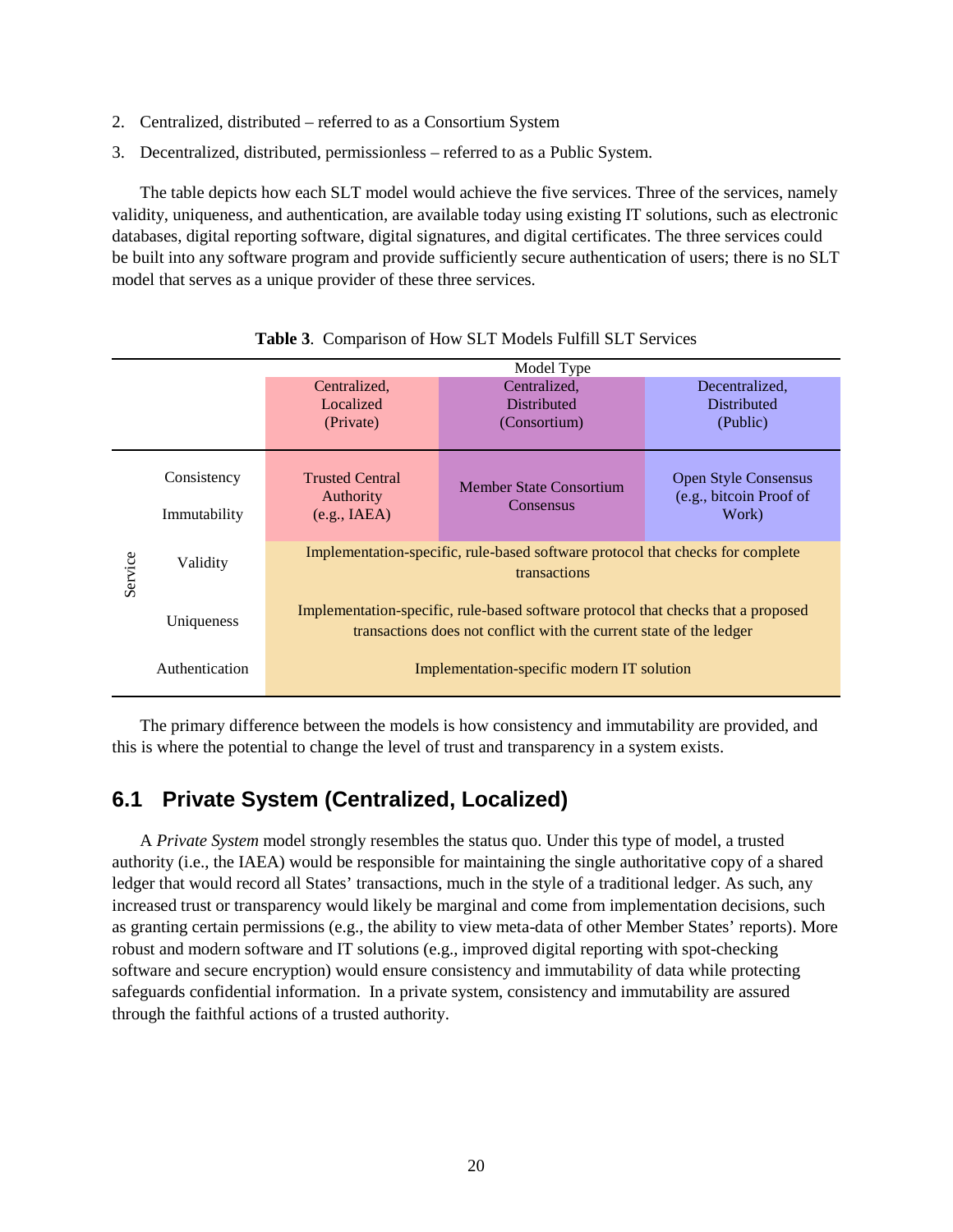2. Centralized, distributed – referred to as a Consortium System
3. Decentralized, distributed, permissionless – referred to as a Public System.

The table depicts how each SLT model would achieve the five services. Three of the services, namely validity, uniqueness, and authentication, are available today using existing IT solutions, such as electronic databases, digital reporting software, digital signatures, and digital certificates. The three services could be built into any software program and provide sufficiently secure authentication of users; there is no SLT model that serves as a unique provider of these three services.

**Table 3**. Comparison of How SLT Models Fulfill SLT Services

| | | Model Type | | |
|---|---|---|---|---|
| | | Centralized, Localized (Private) | Centralized, Distributed (Consortium) | Decentralized, Distributed (Public) |
| Service | Consistency | Trusted Central Authority (e.g., IAEA) | Member State Consortium Consensus | Open Style Consensus (e.g., bitcoin Proof of Work) |
| | Immutability | | | |
| | Validity | Implementation-specific, rule-based software protocol that checks for complete transactions | | |
| | Uniqueness | Implementation-specific, rule-based software protocol that checks that a proposed transactions does not conflict with the current state of the ledger | | |
| | Authentication | Implementation-specific modern IT solution | | |

The primary difference between the models is how consistency and immutability are provided, and this is where the potential to change the level of trust and transparency in a system exists.

## 6.1 Private System (Centralized, Localized)

A *Private System* model strongly resembles the status quo. Under this type of model, a trusted authority (i.e., the IAEA) would be responsible for maintaining the single authoritative copy of a shared ledger that would record all States' transactions, much in the style of a traditional ledger. As such, any increased trust or transparency would likely be marginal and come from implementation decisions, such as granting certain permissions (e.g., the ability to view meta-data of other Member States' reports). More robust and modern software and IT solutions (e.g., improved digital reporting with spot-checking software and secure encryption) would ensure consistency and immutability of data while protecting safeguards confidential information. In a private system, consistency and immutability are assured through the faithful actions of a trusted authority.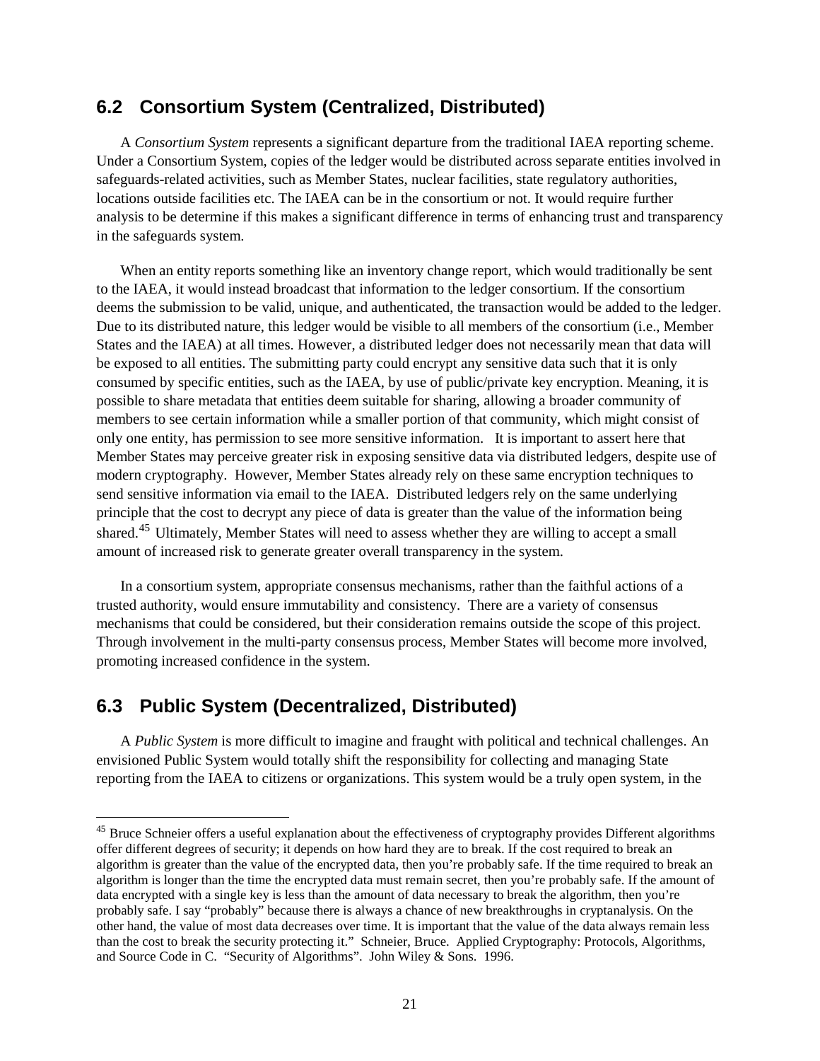## 6.2 Consortium System (Centralized, Distributed)

A *Consortium System* represents a significant departure from the traditional IAEA reporting scheme. Under a Consortium System, copies of the ledger would be distributed across separate entities involved in safeguards-related activities, such as Member States, nuclear facilities, state regulatory authorities, locations outside facilities etc. The IAEA can be in the consortium or not. It would require further analysis to be determine if this makes a significant difference in terms of enhancing trust and transparency in the safeguards system.

When an entity reports something like an inventory change report, which would traditionally be sent to the IAEA, it would instead broadcast that information to the ledger consortium. If the consortium deems the submission to be valid, unique, and authenticated, the transaction would be added to the ledger. Due to its distributed nature, this ledger would be visible to all members of the consortium (i.e., Member States and the IAEA) at all times. However, a distributed ledger does not necessarily mean that data will be exposed to all entities. The submitting party could encrypt any sensitive data such that it is only consumed by specific entities, such as the IAEA, by use of public/private key encryption. Meaning, it is possible to share metadata that entities deem suitable for sharing, allowing a broader community of members to see certain information while a smaller portion of that community, which might consist of only one entity, has permission to see more sensitive information. It is important to assert here that Member States may perceive greater risk in exposing sensitive data via distributed ledgers, despite use of modern cryptography. However, Member States already rely on these same encryption techniques to send sensitive information via email to the IAEA. Distributed ledgers rely on the same underlying principle that the cost to decrypt any piece of data is greater than the value of the information being shared.[45] Ultimately, Member States will need to assess whether they are willing to accept a small amount of increased risk to generate greater overall transparency in the system.

In a consortium system, appropriate consensus mechanisms, rather than the faithful actions of a trusted authority, would ensure immutability and consistency. There are a variety of consensus mechanisms that could be considered, but their consideration remains outside the scope of this project. Through involvement in the multi-party consensus process, Member States will become more involved, promoting increased confidence in the system.

## 6.3 Public System (Decentralized, Distributed)

A *Public System* is more difficult to imagine and fraught with political and technical challenges. An envisioned Public System would totally shift the responsibility for collecting and managing State reporting from the IAEA to citizens or organizations. This system would be a truly open system, in the

---

[45] Bruce Schneier offers a useful explanation about the effectiveness of cryptography provides Different algorithms offer different degrees of security; it depends on how hard they are to break. If the cost required to break an algorithm is greater than the value of the encrypted data, then you're probably safe. If the time required to break an algorithm is longer than the time the encrypted data must remain secret, then you're probably safe. If the amount of data encrypted with a single key is less than the amount of data necessary to break the algorithm, then you're probably safe. I say "probably" because there is always a chance of new breakthroughs in cryptanalysis. On the other hand, the value of most data decreases over time. It is important that the value of the data always remain less than the cost to break the security protecting it." Schneier, Bruce. Applied Cryptography: Protocols, Algorithms, and Source Code in C. "Security of Algorithms". John Wiley & Sons. 1996.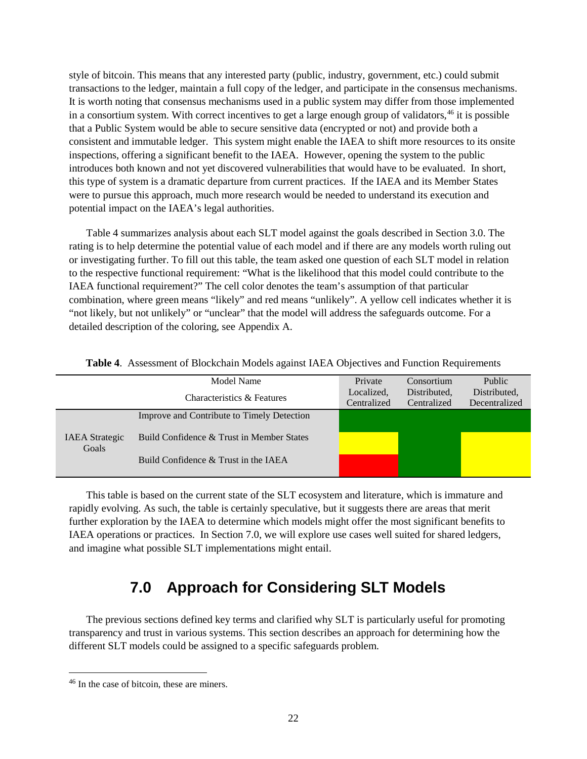style of bitcoin. This means that any interested party (public, industry, government, etc.) could submit transactions to the ledger, maintain a full copy of the ledger, and participate in the consensus mechanisms. It is worth noting that consensus mechanisms used in a public system may differ from those implemented in a consortium system. With correct incentives to get a large enough group of validators,[46] it is possible that a Public System would be able to secure sensitive data (encrypted or not) and provide both a consistent and immutable ledger. This system might enable the IAEA to shift more resources to its onsite inspections, offering a significant benefit to the IAEA. However, opening the system to the public introduces both known and not yet discovered vulnerabilities that would have to be evaluated. In short, this type of system is a dramatic departure from current practices. If the IAEA and its Member States were to pursue this approach, much more research would be needed to understand its execution and potential impact on the IAEA's legal authorities.

Table 4 summarizes analysis about each SLT model against the goals described in Section 3.0. The rating is to help determine the potential value of each model and if there are any models worth ruling out or investigating further. To fill out this table, the team asked one question of each SLT model in relation to the respective functional requirement: "What is the likelihood that this model could contribute to the IAEA functional requirement?" The cell color denotes the team's assumption of that particular combination, where green means "likely" and red means "unlikely". A yellow cell indicates whether it is "not likely, but not unlikely" or "unclear" that the model will address the safeguards outcome. For a detailed description of the coloring, see Appendix A.

**Table 4**. Assessment of Blockchain Models against IAEA Objectives and Function Requirements

| | Model Name | Private | Consortium | Public |
|---|---|---|---|---|
| | Characteristics & Features | Localized, Centralized | Distributed, Centralized | Distributed, Decentralized |
| IAEA Strategic Goals | Improve and Contribute to Timely Detection | Green | Green | Green |
| | Build Confidence & Trust in Member States | Yellow | Green | Yellow |
| | Build Confidence & Trust in the IAEA | Red | Green | Yellow |

This table is based on the current state of the SLT ecosystem and literature, which is immature and rapidly evolving. As such, the table is certainly speculative, but it suggests there are areas that merit further exploration by the IAEA to determine which models might offer the most significant benefits to IAEA operations or practices. In Section 7.0, we will explore use cases well suited for shared ledgers, and imagine what possible SLT implementations might entail.

## 7.0 Approach for Considering SLT Models

The previous sections defined key terms and clarified why SLT is particularly useful for promoting transparency and trust in various systems. This section describes an approach for determining how the different SLT models could be assigned to a specific safeguards problem.

---

[46] In the case of bitcoin, these are miners.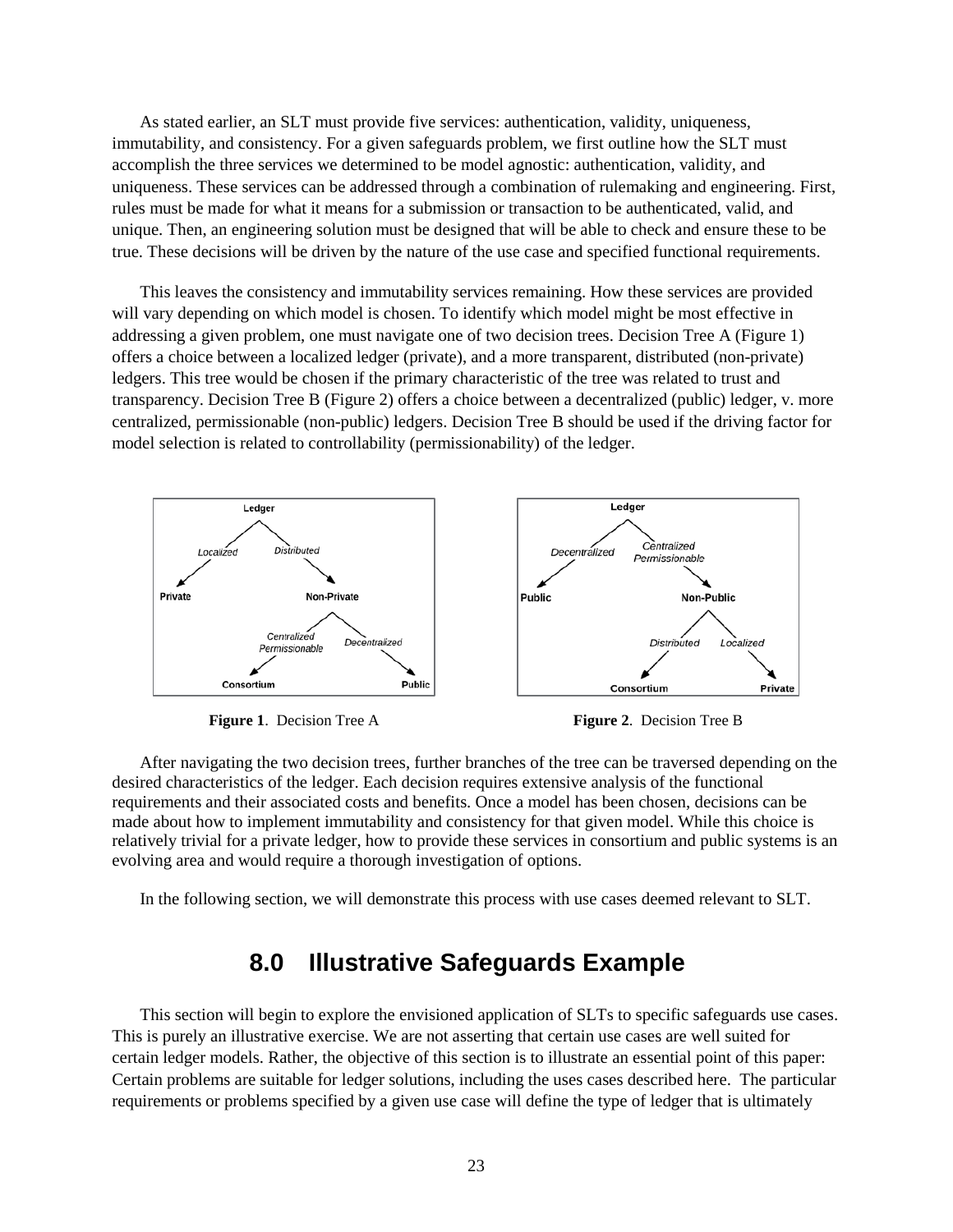As stated earlier, an SLT must provide five services: authentication, validity, uniqueness, immutability, and consistency. For a given safeguards problem, we first outline how the SLT must accomplish the three services we determined to be model agnostic: authentication, validity, and uniqueness. These services can be addressed through a combination of rulemaking and engineering. First, rules must be made for what it means for a submission or transaction to be authenticated, valid, and unique. Then, an engineering solution must be designed that will be able to check and ensure these to be true. These decisions will be driven by the nature of the use case and specified functional requirements.

This leaves the consistency and immutability services remaining. How these services are provided will vary depending on which model is chosen. To identify which model might be most effective in addressing a given problem, one must navigate one of two decision trees. Decision Tree A (Figure 1) offers a choice between a localized ledger (private), and a more transparent, distributed (non-private) ledgers. This tree would be chosen if the primary characteristic of the tree was related to trust and transparency. Decision Tree B (Figure 2) offers a choice between a decentralized (public) ledger, v. more centralized, permissionable (non-public) ledgers. Decision Tree B should be used if the driving factor for model selection is related to controllability (permissionability) of the ledger.

**Figure 1**. Decision Tree A

**Figure 2**. Decision Tree B

After navigating the two decision trees, further branches of the tree can be traversed depending on the desired characteristics of the ledger. Each decision requires extensive analysis of the functional requirements and their associated costs and benefits. Once a model has been chosen, decisions can be made about how to implement immutability and consistency for that given model. While this choice is relatively trivial for a private ledger, how to provide these services in consortium and public systems is an evolving area and would require a thorough investigation of options.

In the following section, we will demonstrate this process with use cases deemed relevant to SLT.

## 8.0 Illustrative Safeguards Example

This section will begin to explore the envisioned application of SLTs to specific safeguards use cases. This is purely an illustrative exercise. We are not asserting that certain use cases are well suited for certain ledger models. Rather, the objective of this section is to illustrate an essential point of this paper: Certain problems are suitable for ledger solutions, including the uses cases described here. The particular requirements or problems specified by a given use case will define the type of ledger that is ultimately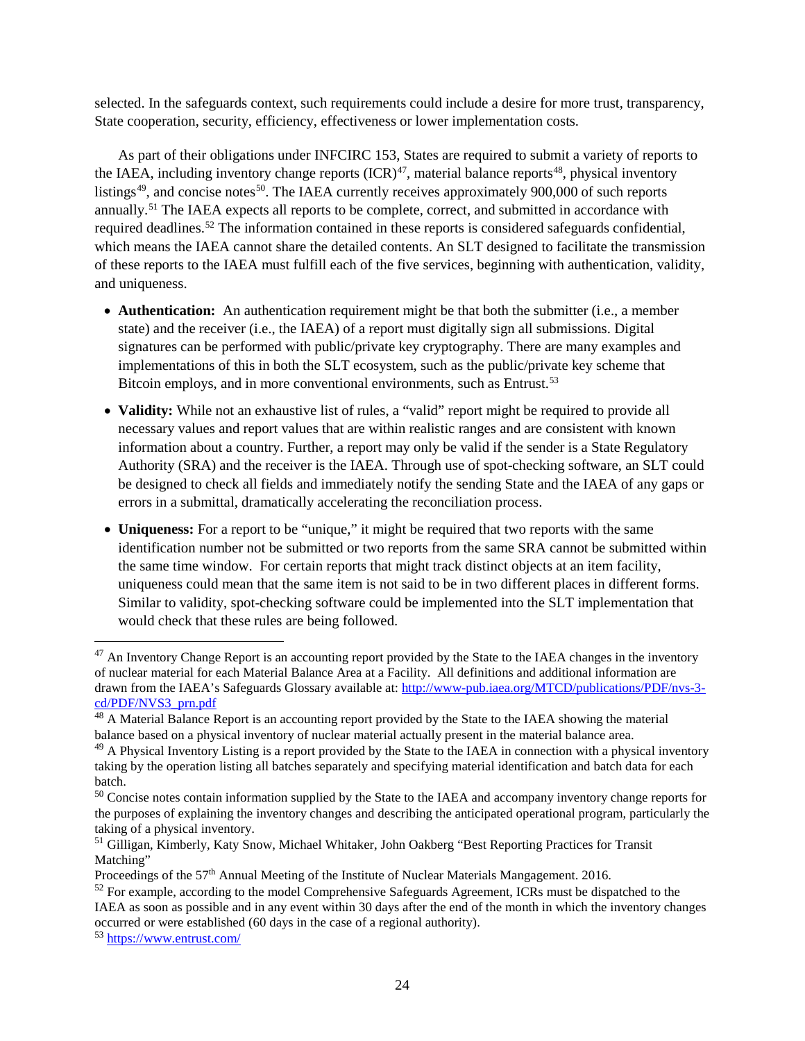selected. In the safeguards context, such requirements could include a desire for more trust, transparency, State cooperation, security, efficiency, effectiveness or lower implementation costs.

As part of their obligations under INFCIRC 153, States are required to submit a variety of reports to the IAEA, including inventory change reports (ICR)[47], material balance reports[48], physical inventory listings[49], and concise notes[50]. The IAEA currently receives approximately 900,000 of such reports annually.[51] The IAEA expects all reports to be complete, correct, and submitted in accordance with required deadlines.[52] The information contained in these reports is considered safeguards confidential, which means the IAEA cannot share the detailed contents. An SLT designed to facilitate the transmission of these reports to the IAEA must fulfill each of the five services, beginning with authentication, validity, and uniqueness.

- **Authentication:** An authentication requirement might be that both the submitter (i.e., a member state) and the receiver (i.e., the IAEA) of a report must digitally sign all submissions. Digital signatures can be performed with public/private key cryptography. There are many examples and implementations of this in both the SLT ecosystem, such as the public/private key scheme that Bitcoin employs, and in more conventional environments, such as Entrust.[53]
- **Validity:** While not an exhaustive list of rules, a "valid" report might be required to provide all necessary values and report values that are within realistic ranges and are consistent with known information about a country. Further, a report may only be valid if the sender is a State Regulatory Authority (SRA) and the receiver is the IAEA. Through use of spot-checking software, an SLT could be designed to check all fields and immediately notify the sending State and the IAEA of any gaps or errors in a submittal, dramatically accelerating the reconciliation process.
- **Uniqueness:** For a report to be "unique," it might be required that two reports with the same identification number not be submitted or two reports from the same SRA cannot be submitted within the same time window. For certain reports that might track distinct objects at an item facility, uniqueness could mean that the same item is not said to be in two different places in different forms. Similar to validity, spot-checking software could be implemented into the SLT implementation that would check that these rules are being followed.

---

[47] An Inventory Change Report is an accounting report provided by the State to the IAEA changes in the inventory of nuclear material for each Material Balance Area at a Facility. All definitions and additional information are drawn from the IAEA's Safeguards Glossary available at: http://www-pub.iaea.org/MTCD/publications/PDF/nvs-3-cd/PDF/NVS3_prn.pdf

[48] A Material Balance Report is an accounting report provided by the State to the IAEA showing the material balance based on a physical inventory of nuclear material actually present in the material balance area.

[49] A Physical Inventory Listing is a report provided by the State to the IAEA in connection with a physical inventory taking by the operation listing all batches separately and specifying material identification and batch data for each batch.

[50] Concise notes contain information supplied by the State to the IAEA and accompany inventory change reports for the purposes of explaining the inventory changes and describing the anticipated operational program, particularly the taking of a physical inventory.

[51] Gilligan, Kimberly, Katy Snow, Michael Whitaker, John Oakberg "Best Reporting Practices for Transit Matching"
Proceedings of the 57th Annual Meeting of the Institute of Nuclear Materials Mangagement. 2016.

[52] For example, according to the model Comprehensive Safeguards Agreement, ICRs must be dispatched to the IAEA as soon as possible and in any event within 30 days after the end of the month in which the inventory changes occurred or were established (60 days in the case of a regional authority).

[53] https://www.entrust.com/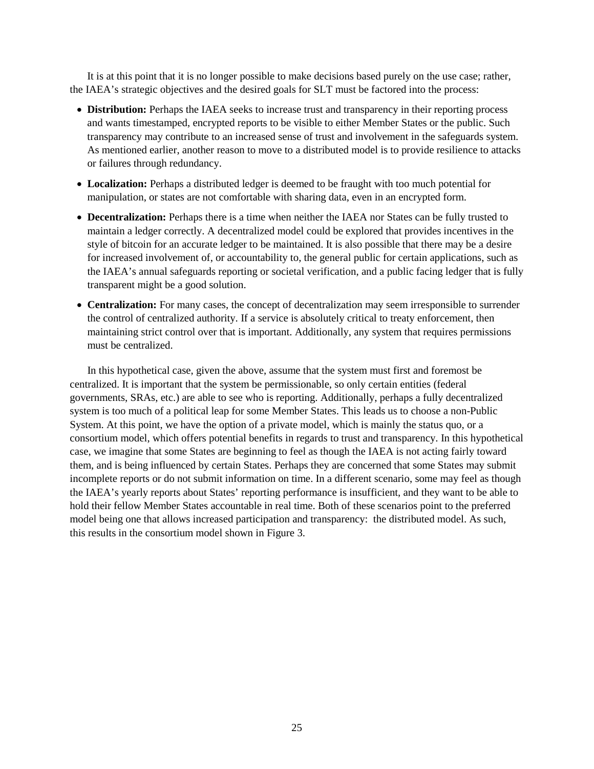It is at this point that it is no longer possible to make decisions based purely on the use case; rather, the IAEA's strategic objectives and the desired goals for SLT must be factored into the process:

- **Distribution:** Perhaps the IAEA seeks to increase trust and transparency in their reporting process and wants timestamped, encrypted reports to be visible to either Member States or the public. Such transparency may contribute to an increased sense of trust and involvement in the safeguards system. As mentioned earlier, another reason to move to a distributed model is to provide resilience to attacks or failures through redundancy.
- **Localization:** Perhaps a distributed ledger is deemed to be fraught with too much potential for manipulation, or states are not comfortable with sharing data, even in an encrypted form.
- **Decentralization:** Perhaps there is a time when neither the IAEA nor States can be fully trusted to maintain a ledger correctly. A decentralized model could be explored that provides incentives in the style of bitcoin for an accurate ledger to be maintained. It is also possible that there may be a desire for increased involvement of, or accountability to, the general public for certain applications, such as the IAEA's annual safeguards reporting or societal verification, and a public facing ledger that is fully transparent might be a good solution.
- **Centralization:** For many cases, the concept of decentralization may seem irresponsible to surrender the control of centralized authority. If a service is absolutely critical to treaty enforcement, then maintaining strict control over that is important. Additionally, any system that requires permissions must be centralized.

In this hypothetical case, given the above, assume that the system must first and foremost be centralized. It is important that the system be permissionable, so only certain entities (federal governments, SRAs, etc.) are able to see who is reporting. Additionally, perhaps a fully decentralized system is too much of a political leap for some Member States. This leads us to choose a non-Public System. At this point, we have the option of a private model, which is mainly the status quo, or a consortium model, which offers potential benefits in regards to trust and transparency. In this hypothetical case, we imagine that some States are beginning to feel as though the IAEA is not acting fairly toward them, and is being influenced by certain States. Perhaps they are concerned that some States may submit incomplete reports or do not submit information on time. In a different scenario, some may feel as though the IAEA's yearly reports about States' reporting performance is insufficient, and they want to be able to hold their fellow Member States accountable in real time. Both of these scenarios point to the preferred model being one that allows increased participation and transparency: the distributed model. As such, this results in the consortium model shown in Figure 3.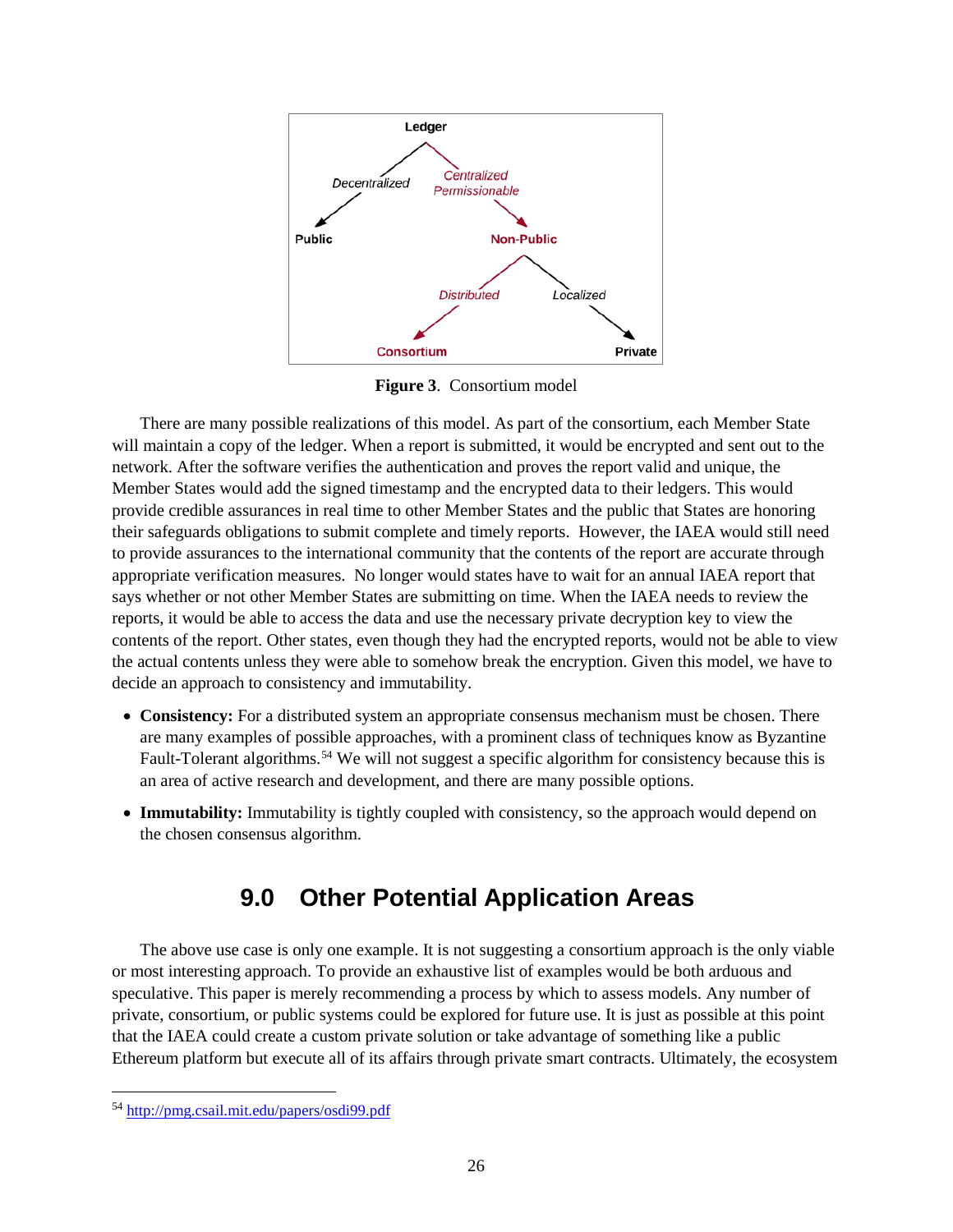Ledger

Decentralized — Centralized Permissionable

Public — Non-Public

Distributed — Localized

Consortium — Private

**Figure 3**. Consortium model

There are many possible realizations of this model. As part of the consortium, each Member State will maintain a copy of the ledger. When a report is submitted, it would be encrypted and sent out to the network. After the software verifies the authentication and proves the report valid and unique, the Member States would add the signed timestamp and the encrypted data to their ledgers. This would provide credible assurances in real time to other Member States and the public that States are honoring their safeguards obligations to submit complete and timely reports. However, the IAEA would still need to provide assurances to the international community that the contents of the report are accurate through appropriate verification measures. No longer would states have to wait for an annual IAEA report that says whether or not other Member States are submitting on time. When the IAEA needs to review the reports, it would be able to access the data and use the necessary private decryption key to view the contents of the report. Other states, even though they had the encrypted reports, would not be able to view the actual contents unless they were able to somehow break the encryption. Given this model, we have to decide an approach to consistency and immutability.

- **Consistency:** For a distributed system an appropriate consensus mechanism must be chosen. There are many examples of possible approaches, with a prominent class of techniques know as Byzantine Fault-Tolerant algorithms.[54] We will not suggest a specific algorithm for consistency because this is an area of active research and development, and there are many possible options.
- **Immutability:** Immutability is tightly coupled with consistency, so the approach would depend on the chosen consensus algorithm.

# 9.0 Other Potential Application Areas

The above use case is only one example. It is not suggesting a consortium approach is the only viable or most interesting approach. To provide an exhaustive list of examples would be both arduous and speculative. This paper is merely recommending a process by which to assess models. Any number of private, consortium, or public systems could be explored for future use. It is just as possible at this point that the IAEA could create a custom private solution or take advantage of something like a public Ethereum platform but execute all of its affairs through private smart contracts. Ultimately, the ecosystem

[54] http://pmg.csail.mit.edu/papers/osdi99.pdf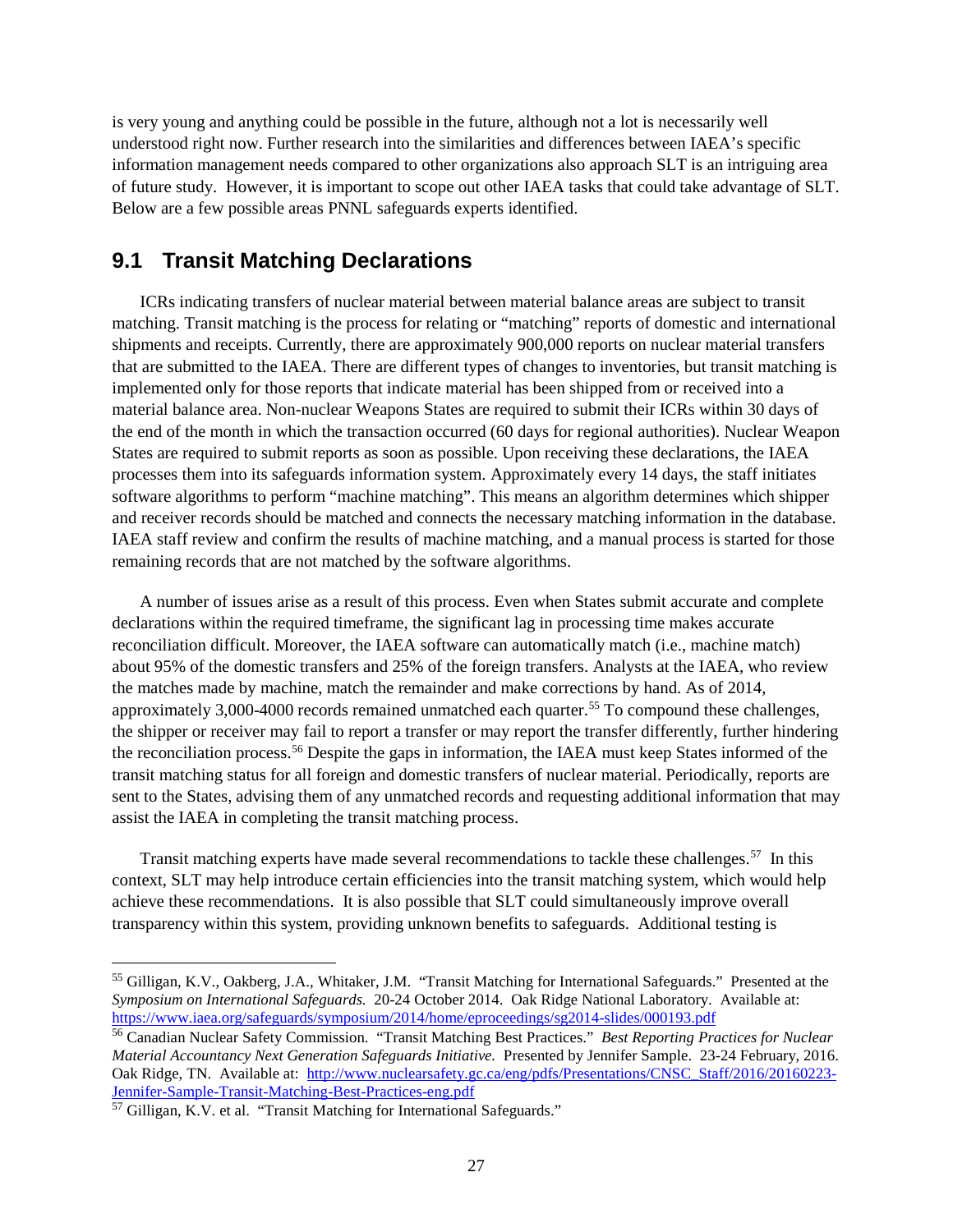is very young and anything could be possible in the future, although not a lot is necessarily well understood right now. Further research into the similarities and differences between IAEA's specific information management needs compared to other organizations also approach SLT is an intriguing area of future study. However, it is important to scope out other IAEA tasks that could take advantage of SLT. Below are a few possible areas PNNL safeguards experts identified.

## 9.1 Transit Matching Declarations

ICRs indicating transfers of nuclear material between material balance areas are subject to transit matching. Transit matching is the process for relating or "matching" reports of domestic and international shipments and receipts. Currently, there are approximately 900,000 reports on nuclear material transfers that are submitted to the IAEA. There are different types of changes to inventories, but transit matching is implemented only for those reports that indicate material has been shipped from or received into a material balance area. Non-nuclear Weapons States are required to submit their ICRs within 30 days of the end of the month in which the transaction occurred (60 days for regional authorities). Nuclear Weapon States are required to submit reports as soon as possible. Upon receiving these declarations, the IAEA processes them into its safeguards information system. Approximately every 14 days, the staff initiates software algorithms to perform "machine matching". This means an algorithm determines which shipper and receiver records should be matched and connects the necessary matching information in the database. IAEA staff review and confirm the results of machine matching, and a manual process is started for those remaining records that are not matched by the software algorithms.

A number of issues arise as a result of this process. Even when States submit accurate and complete declarations within the required timeframe, the significant lag in processing time makes accurate reconciliation difficult. Moreover, the IAEA software can automatically match (i.e., machine match) about 95% of the domestic transfers and 25% of the foreign transfers. Analysts at the IAEA, who review the matches made by machine, match the remainder and make corrections by hand. As of 2014, approximately 3,000-4000 records remained unmatched each quarter.[55] To compound these challenges, the shipper or receiver may fail to report a transfer or may report the transfer differently, further hindering the reconciliation process.[56] Despite the gaps in information, the IAEA must keep States informed of the transit matching status for all foreign and domestic transfers of nuclear material. Periodically, reports are sent to the States, advising them of any unmatched records and requesting additional information that may assist the IAEA in completing the transit matching process.

Transit matching experts have made several recommendations to tackle these challenges.[57] In this context, SLT may help introduce certain efficiencies into the transit matching system, which would help achieve these recommendations. It is also possible that SLT could simultaneously improve overall transparency within this system, providing unknown benefits to safeguards. Additional testing is

---

[55] Gilligan, K.V., Oakberg, J.A., Whitaker, J.M. "Transit Matching for International Safeguards." Presented at the *Symposium on International Safeguards.* 20-24 October 2014. Oak Ridge National Laboratory. Available at: https://www.iaea.org/safeguards/symposium/2014/home/eproceedings/sg2014-slides/000193.pdf

[56] Canadian Nuclear Safety Commission. "Transit Matching Best Practices." *Best Reporting Practices for Nuclear Material Accountancy Next Generation Safeguards Initiative.* Presented by Jennifer Sample. 23-24 February, 2016. Oak Ridge, TN. Available at: http://www.nuclearsafety.gc.ca/eng/pdfs/Presentations/CNSC_Staff/2016/20160223-Jennifer-Sample-Transit-Matching-Best-Practices-eng.pdf

[57] Gilligan, K.V. et al. "Transit Matching for International Safeguards."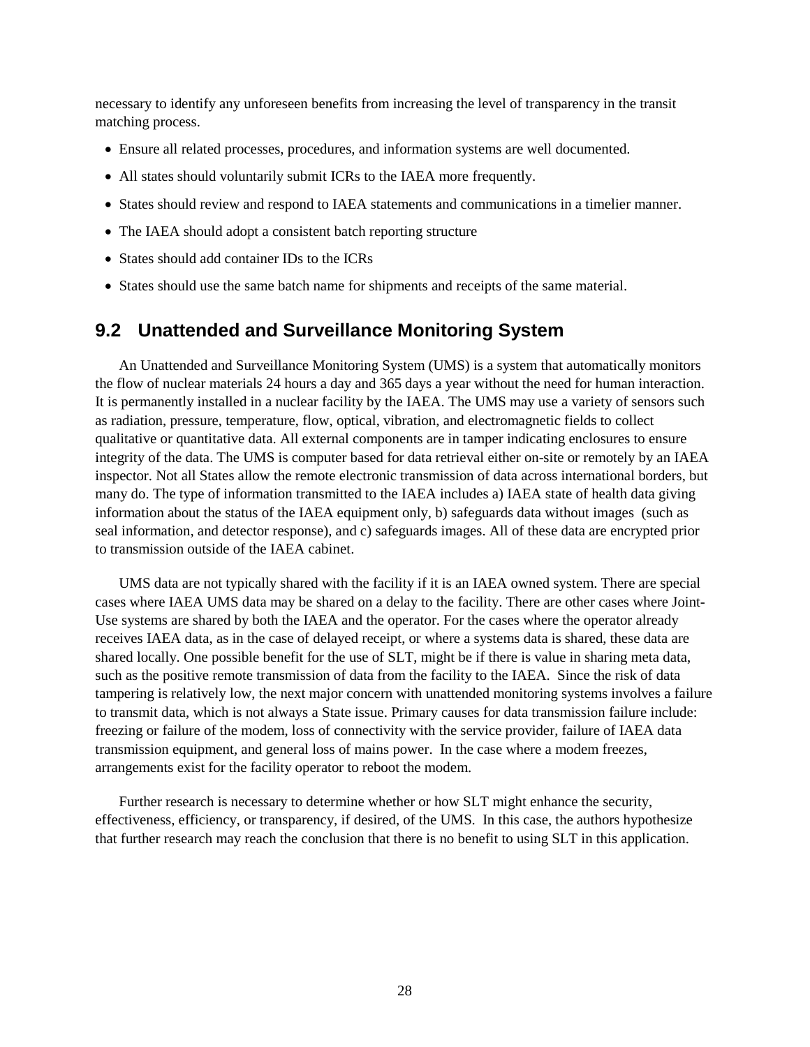necessary to identify any unforeseen benefits from increasing the level of transparency in the transit matching process.

- Ensure all related processes, procedures, and information systems are well documented.
- All states should voluntarily submit ICRs to the IAEA more frequently.
- States should review and respond to IAEA statements and communications in a timelier manner.
- The IAEA should adopt a consistent batch reporting structure
- States should add container IDs to the ICRs
- States should use the same batch name for shipments and receipts of the same material.

## 9.2 Unattended and Surveillance Monitoring System

An Unattended and Surveillance Monitoring System (UMS) is a system that automatically monitors the flow of nuclear materials 24 hours a day and 365 days a year without the need for human interaction. It is permanently installed in a nuclear facility by the IAEA. The UMS may use a variety of sensors such as radiation, pressure, temperature, flow, optical, vibration, and electromagnetic fields to collect qualitative or quantitative data. All external components are in tamper indicating enclosures to ensure integrity of the data. The UMS is computer based for data retrieval either on-site or remotely by an IAEA inspector. Not all States allow the remote electronic transmission of data across international borders, but many do. The type of information transmitted to the IAEA includes a) IAEA state of health data giving information about the status of the IAEA equipment only, b) safeguards data without images (such as seal information, and detector response), and c) safeguards images. All of these data are encrypted prior to transmission outside of the IAEA cabinet.

UMS data are not typically shared with the facility if it is an IAEA owned system. There are special cases where IAEA UMS data may be shared on a delay to the facility. There are other cases where Joint-Use systems are shared by both the IAEA and the operator. For the cases where the operator already receives IAEA data, as in the case of delayed receipt, or where a systems data is shared, these data are shared locally. One possible benefit for the use of SLT, might be if there is value in sharing meta data, such as the positive remote transmission of data from the facility to the IAEA. Since the risk of data tampering is relatively low, the next major concern with unattended monitoring systems involves a failure to transmit data, which is not always a State issue. Primary causes for data transmission failure include: freezing or failure of the modem, loss of connectivity with the service provider, failure of IAEA data transmission equipment, and general loss of mains power. In the case where a modem freezes, arrangements exist for the facility operator to reboot the modem.

Further research is necessary to determine whether or how SLT might enhance the security, effectiveness, efficiency, or transparency, if desired, of the UMS. In this case, the authors hypothesize that further research may reach the conclusion that there is no benefit to using SLT in this application.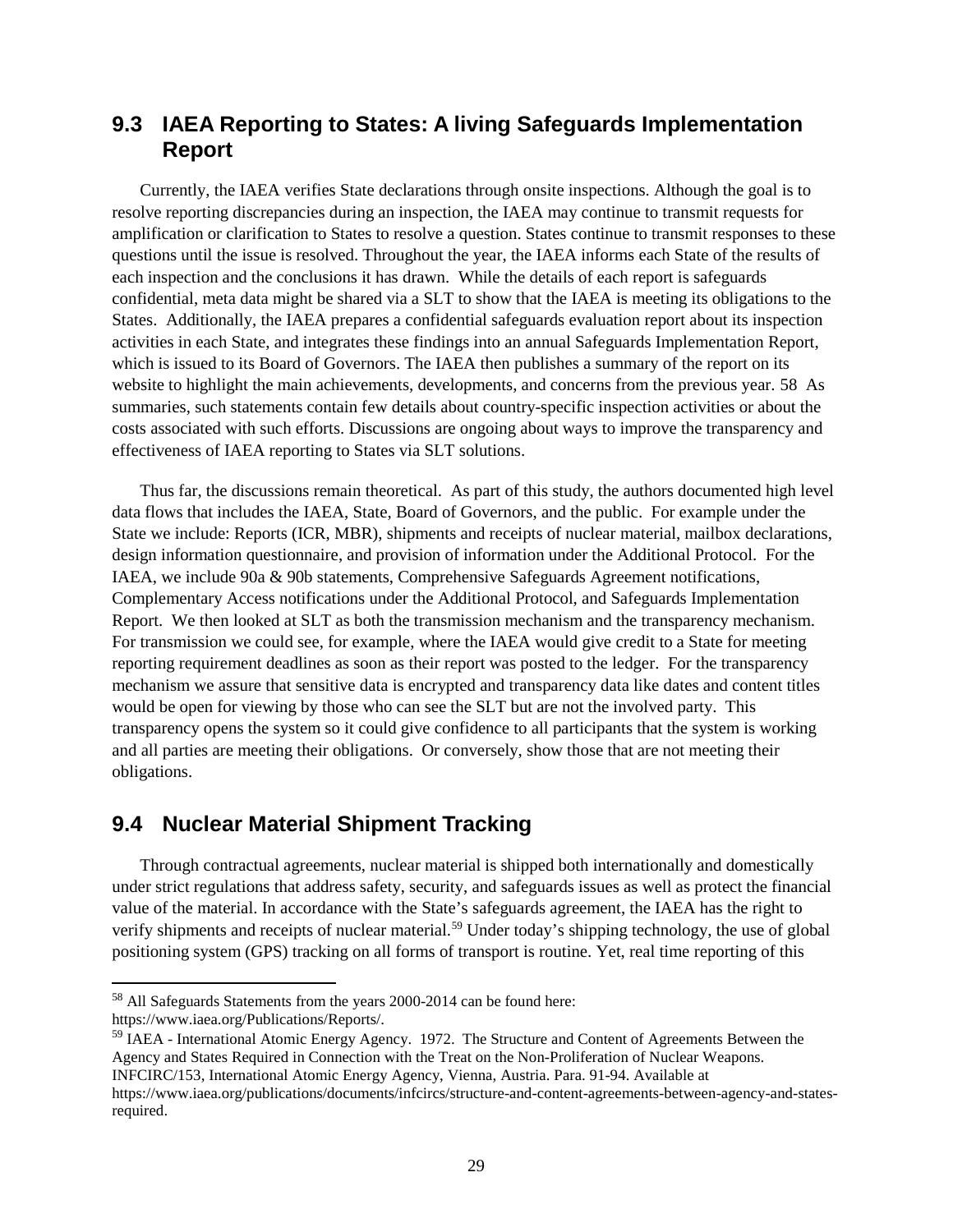## 9.3 IAEA Reporting to States: A living Safeguards Implementation Report

Currently, the IAEA verifies State declarations through onsite inspections. Although the goal is to resolve reporting discrepancies during an inspection, the IAEA may continue to transmit requests for amplification or clarification to States to resolve a question. States continue to transmit responses to these questions until the issue is resolved. Throughout the year, the IAEA informs each State of the results of each inspection and the conclusions it has drawn. While the details of each report is safeguards confidential, meta data might be shared via a SLT to show that the IAEA is meeting its obligations to the States. Additionally, the IAEA prepares a confidential safeguards evaluation report about its inspection activities in each State, and integrates these findings into an annual Safeguards Implementation Report, which is issued to its Board of Governors. The IAEA then publishes a summary of the report on its website to highlight the main achievements, developments, and concerns from the previous year. 58 As summaries, such statements contain few details about country-specific inspection activities or about the costs associated with such efforts. Discussions are ongoing about ways to improve the transparency and effectiveness of IAEA reporting to States via SLT solutions.

Thus far, the discussions remain theoretical. As part of this study, the authors documented high level data flows that includes the IAEA, State, Board of Governors, and the public. For example under the State we include: Reports (ICR, MBR), shipments and receipts of nuclear material, mailbox declarations, design information questionnaire, and provision of information under the Additional Protocol. For the IAEA, we include 90a & 90b statements, Comprehensive Safeguards Agreement notifications, Complementary Access notifications under the Additional Protocol, and Safeguards Implementation Report. We then looked at SLT as both the transmission mechanism and the transparency mechanism. For transmission we could see, for example, where the IAEA would give credit to a State for meeting reporting requirement deadlines as soon as their report was posted to the ledger. For the transparency mechanism we assure that sensitive data is encrypted and transparency data like dates and content titles would be open for viewing by those who can see the SLT but are not the involved party. This transparency opens the system so it could give confidence to all participants that the system is working and all parties are meeting their obligations. Or conversely, show those that are not meeting their obligations.

## 9.4 Nuclear Material Shipment Tracking

Through contractual agreements, nuclear material is shipped both internationally and domestically under strict regulations that address safety, security, and safeguards issues as well as protect the financial value of the material. In accordance with the State's safeguards agreement, the IAEA has the right to verify shipments and receipts of nuclear material.[59] Under today's shipping technology, the use of global positioning system (GPS) tracking on all forms of transport is routine. Yet, real time reporting of this

---

[58] All Safeguards Statements from the years 2000-2014 can be found here: https://www.iaea.org/Publications/Reports/.

[59] IAEA - International Atomic Energy Agency. 1972. The Structure and Content of Agreements Between the Agency and States Required in Connection with the Treat on the Non-Proliferation of Nuclear Weapons. INFCIRC/153, International Atomic Energy Agency, Vienna, Austria. Para. 91-94. Available at https://www.iaea.org/publications/documents/infcircs/structure-and-content-agreements-between-agency-and-states-required.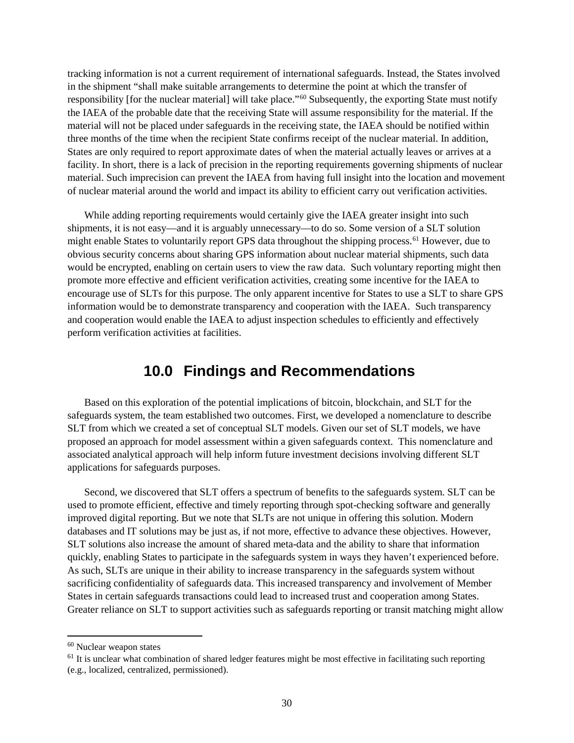tracking information is not a current requirement of international safeguards. Instead, the States involved in the shipment "shall make suitable arrangements to determine the point at which the transfer of responsibility [for the nuclear material] will take place."[60] Subsequently, the exporting State must notify the IAEA of the probable date that the receiving State will assume responsibility for the material. If the material will not be placed under safeguards in the receiving state, the IAEA should be notified within three months of the time when the recipient State confirms receipt of the nuclear material. In addition, States are only required to report approximate dates of when the material actually leaves or arrives at a facility. In short, there is a lack of precision in the reporting requirements governing shipments of nuclear material. Such imprecision can prevent the IAEA from having full insight into the location and movement of nuclear material around the world and impact its ability to efficient carry out verification activities.

While adding reporting requirements would certainly give the IAEA greater insight into such shipments, it is not easy—and it is arguably unnecessary—to do so. Some version of a SLT solution might enable States to voluntarily report GPS data throughout the shipping process.[61] However, due to obvious security concerns about sharing GPS information about nuclear material shipments, such data would be encrypted, enabling on certain users to view the raw data. Such voluntary reporting might then promote more effective and efficient verification activities, creating some incentive for the IAEA to encourage use of SLTs for this purpose. The only apparent incentive for States to use a SLT to share GPS information would be to demonstrate transparency and cooperation with the IAEA. Such transparency and cooperation would enable the IAEA to adjust inspection schedules to efficiently and effectively perform verification activities at facilities.

# 10.0 Findings and Recommendations

Based on this exploration of the potential implications of bitcoin, blockchain, and SLT for the safeguards system, the team established two outcomes. First, we developed a nomenclature to describe SLT from which we created a set of conceptual SLT models. Given our set of SLT models, we have proposed an approach for model assessment within a given safeguards context. This nomenclature and associated analytical approach will help inform future investment decisions involving different SLT applications for safeguards purposes.

Second, we discovered that SLT offers a spectrum of benefits to the safeguards system. SLT can be used to promote efficient, effective and timely reporting through spot-checking software and generally improved digital reporting. But we note that SLTs are not unique in offering this solution. Modern databases and IT solutions may be just as, if not more, effective to advance these objectives. However, SLT solutions also increase the amount of shared meta-data and the ability to share that information quickly, enabling States to participate in the safeguards system in ways they haven't experienced before. As such, SLTs are unique in their ability to increase transparency in the safeguards system without sacrificing confidentiality of safeguards data. This increased transparency and involvement of Member States in certain safeguards transactions could lead to increased trust and cooperation among States. Greater reliance on SLT to support activities such as safeguards reporting or transit matching might allow

[60] Nuclear weapon states

[61] It is unclear what combination of shared ledger features might be most effective in facilitating such reporting (e.g., localized, centralized, permissioned).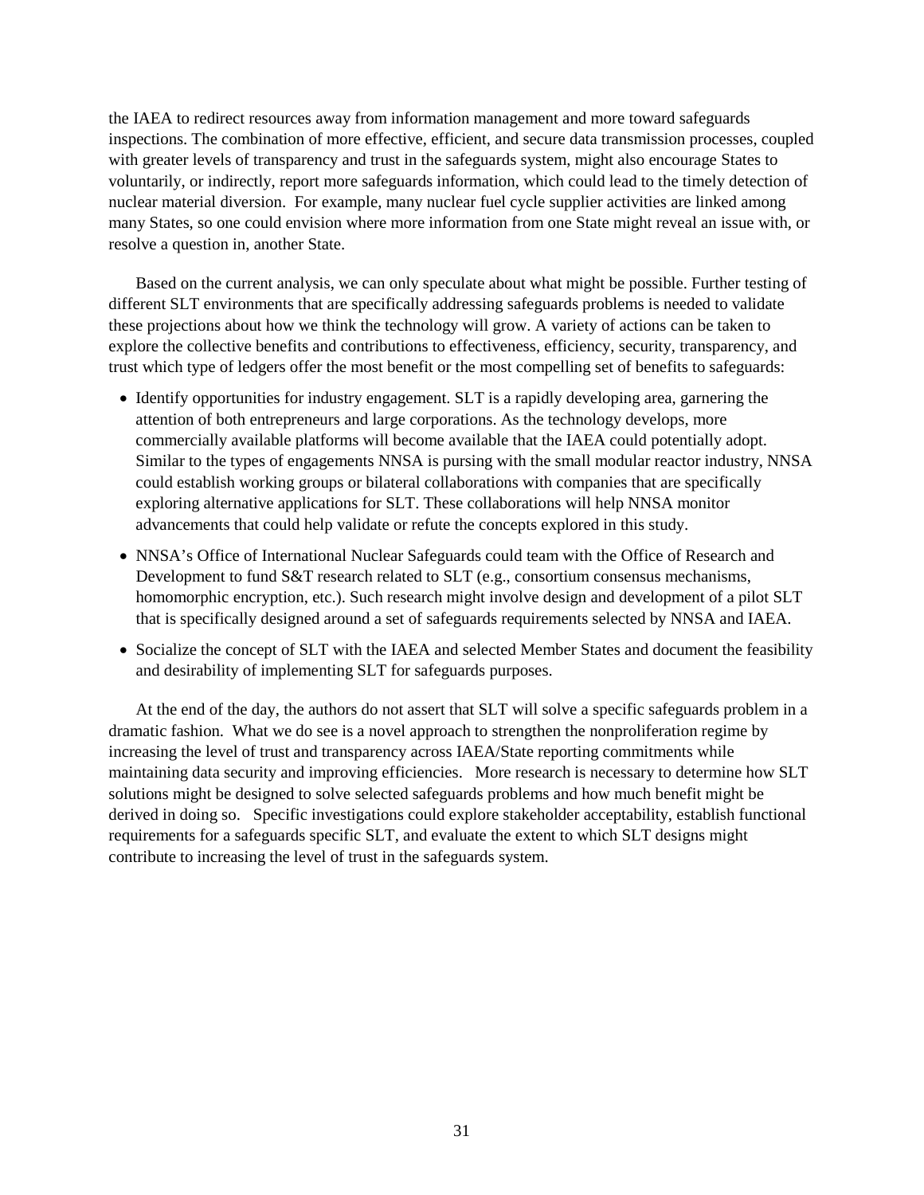the IAEA to redirect resources away from information management and more toward safeguards inspections. The combination of more effective, efficient, and secure data transmission processes, coupled with greater levels of transparency and trust in the safeguards system, might also encourage States to voluntarily, or indirectly, report more safeguards information, which could lead to the timely detection of nuclear material diversion. For example, many nuclear fuel cycle supplier activities are linked among many States, so one could envision where more information from one State might reveal an issue with, or resolve a question in, another State.

Based on the current analysis, we can only speculate about what might be possible. Further testing of different SLT environments that are specifically addressing safeguards problems is needed to validate these projections about how we think the technology will grow. A variety of actions can be taken to explore the collective benefits and contributions to effectiveness, efficiency, security, transparency, and trust which type of ledgers offer the most benefit or the most compelling set of benefits to safeguards:

- Identify opportunities for industry engagement. SLT is a rapidly developing area, garnering the attention of both entrepreneurs and large corporations. As the technology develops, more commercially available platforms will become available that the IAEA could potentially adopt. Similar to the types of engagements NNSA is pursing with the small modular reactor industry, NNSA could establish working groups or bilateral collaborations with companies that are specifically exploring alternative applications for SLT. These collaborations will help NNSA monitor advancements that could help validate or refute the concepts explored in this study.
- NNSA's Office of International Nuclear Safeguards could team with the Office of Research and Development to fund S&T research related to SLT (e.g., consortium consensus mechanisms, homomorphic encryption, etc.). Such research might involve design and development of a pilot SLT that is specifically designed around a set of safeguards requirements selected by NNSA and IAEA.
- Socialize the concept of SLT with the IAEA and selected Member States and document the feasibility and desirability of implementing SLT for safeguards purposes.

At the end of the day, the authors do not assert that SLT will solve a specific safeguards problem in a dramatic fashion. What we do see is a novel approach to strengthen the nonproliferation regime by increasing the level of trust and transparency across IAEA/State reporting commitments while maintaining data security and improving efficiencies. More research is necessary to determine how SLT solutions might be designed to solve selected safeguards problems and how much benefit might be derived in doing so. Specific investigations could explore stakeholder acceptability, establish functional requirements for a safeguards specific SLT, and evaluate the extent to which SLT designs might contribute to increasing the level of trust in the safeguards system.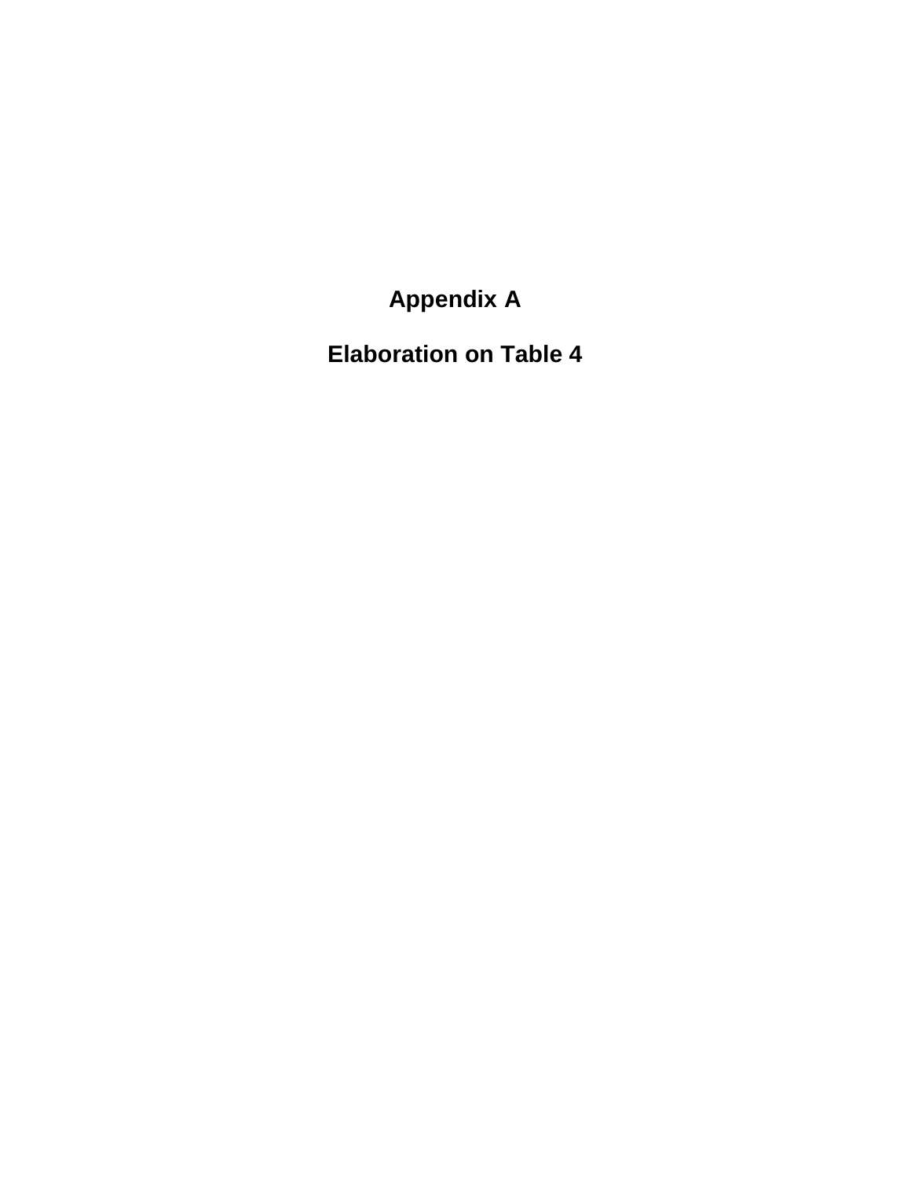# Appendix A

# Elaboration on Table 4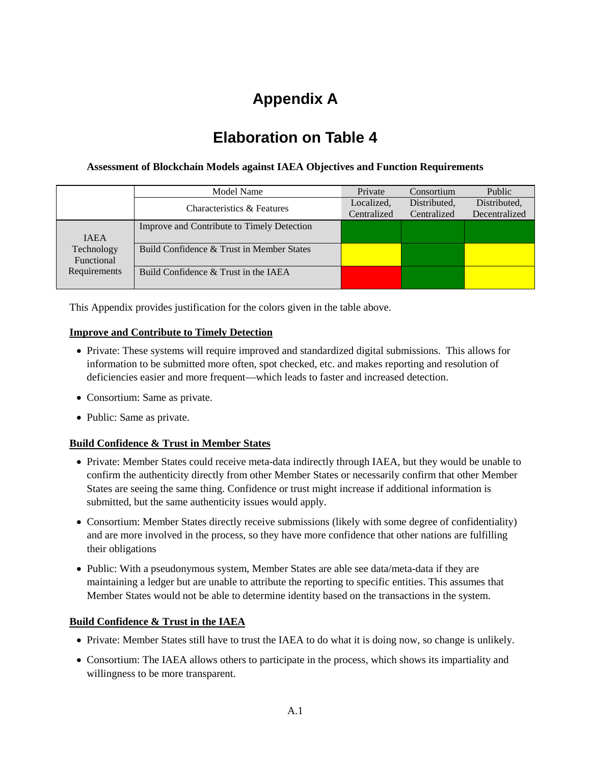# Appendix A

# Elaboration on Table 4

**Assessment of Blockchain Models against IAEA Objectives and Function Requirements**

| | Model Name | Private | Consortium | Public |
|---|---|---|---|---|
| | Characteristics & Features | Localized, Centralized | Distributed, Centralized | Distributed, Decentralized |
| IAEA Technology Functional Requirements | Improve and Contribute to Timely Detection | Green | Green | Green |
| | Build Confidence & Trust in Member States | Yellow | Green | Yellow |
| | Build Confidence & Trust in the IAEA | Red | Green | Yellow |

This Appendix provides justification for the colors given in the table above.

**<u>Improve and Contribute to Timely Detection</u>**

- Private: These systems will require improved and standardized digital submissions. This allows for information to be submitted more often, spot checked, etc. and makes reporting and resolution of deficiencies easier and more frequent—which leads to faster and increased detection.
- Consortium: Same as private.
- Public: Same as private.

**<u>Build Confidence & Trust in Member States</u>**

- Private: Member States could receive meta-data indirectly through IAEA, but they would be unable to confirm the authenticity directly from other Member States or necessarily confirm that other Member States are seeing the same thing. Confidence or trust might increase if additional information is submitted, but the same authenticity issues would apply.
- Consortium: Member States directly receive submissions (likely with some degree of confidentiality) and are more involved in the process, so they have more confidence that other nations are fulfilling their obligations
- Public: With a pseudonymous system, Member States are able see data/meta-data if they are maintaining a ledger but are unable to attribute the reporting to specific entities. This assumes that Member States would not be able to determine identity based on the transactions in the system.

**<u>Build Confidence & Trust in the IAEA</u>**

- Private: Member States still have to trust the IAEA to do what it is doing now, so change is unlikely.
- Consortium: The IAEA allows others to participate in the process, which shows its impartiality and willingness to be more transparent.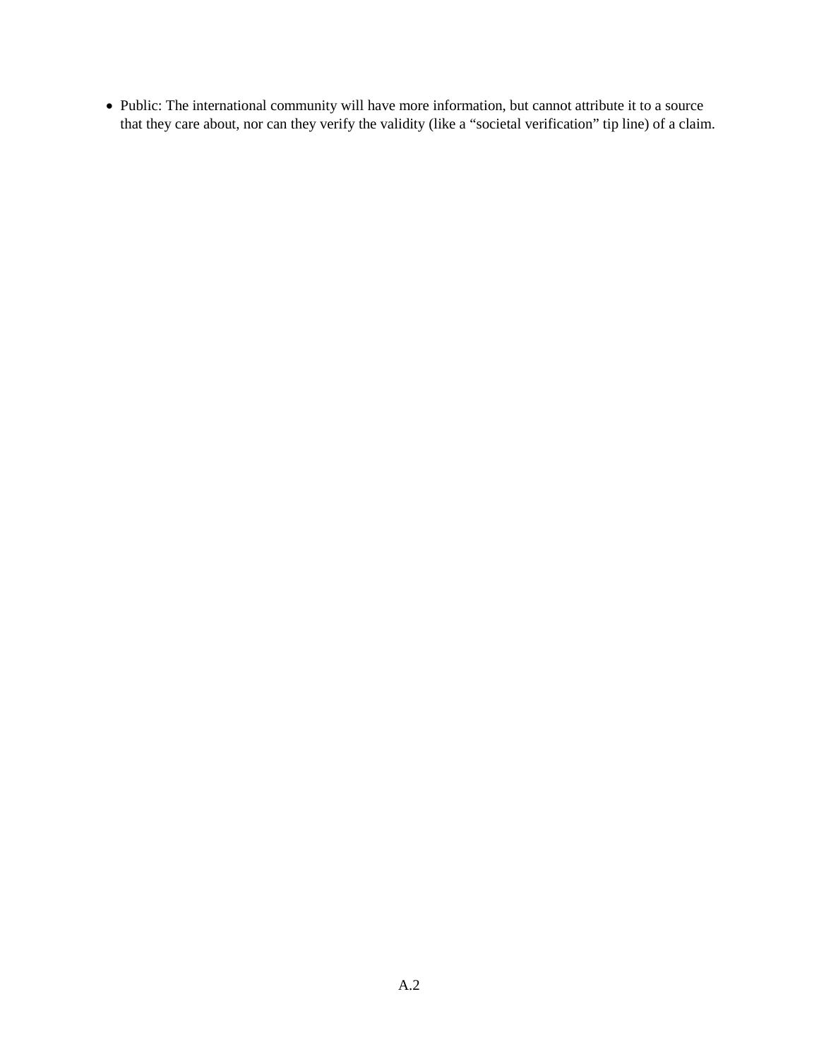- Public: The international community will have more information, but cannot attribute it to a source that they care about, nor can they verify the validity (like a "societal verification" tip line) of a claim.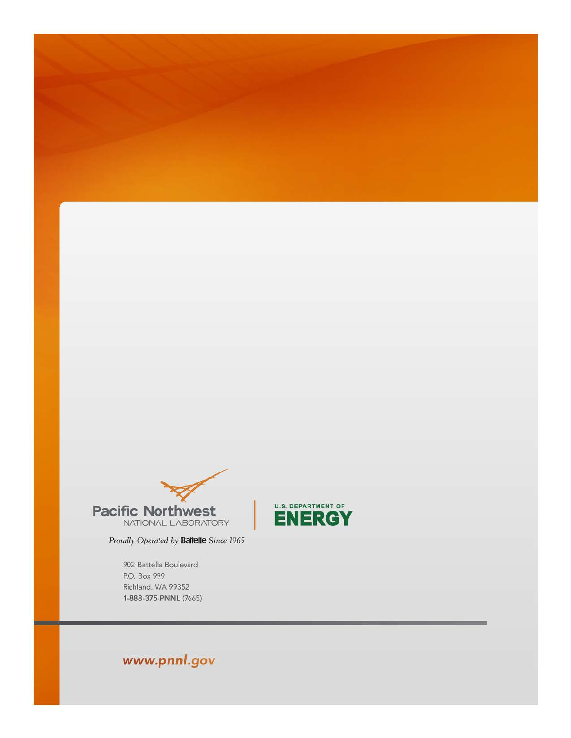Pacific Northwest
NATIONAL LABORATORY

U.S. DEPARTMENT OF
ENERGY

*Proudly Operated by* **Battelle** *Since 1965*

902 Battelle Boulevard
P.O. Box 999
Richland, WA 99352
**1-888-375-PNNL** (7665)

***www.pnnl.gov***